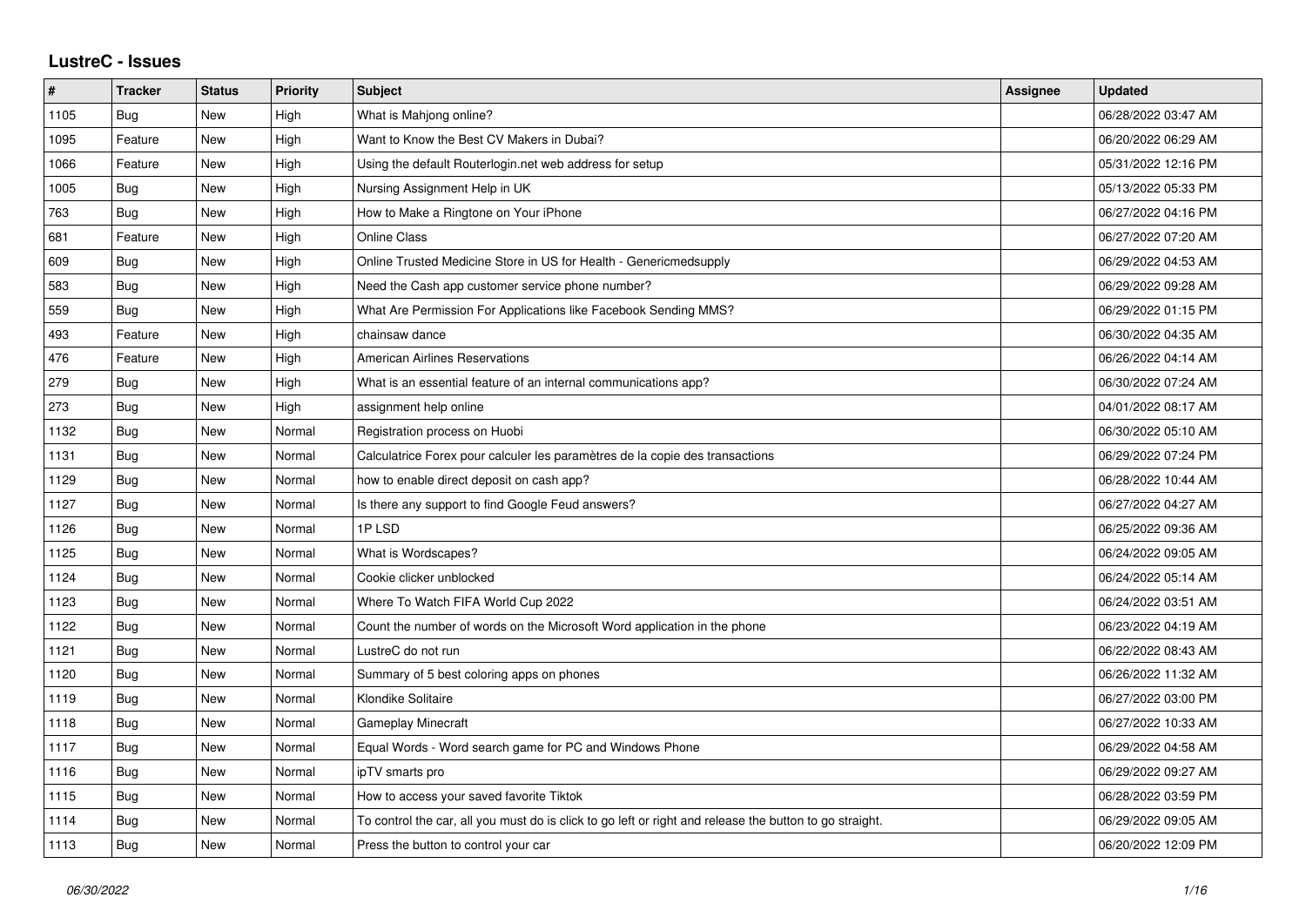# LustreC - Issues

| # | Tracker | Status | Priority | Subject | Assignee | Updated |
|---|---|---|---|---|---|---|
| 1105 | Bug | New | High | What is Mahjong online? | | 06/28/2022 03:47 AM |
| 1095 | Feature | New | High | Want to Know the Best CV Makers in Dubai? | | 06/20/2022 06:29 AM |
| 1066 | Feature | New | High | Using the default Routerlogin.net web address for setup | | 05/31/2022 12:16 PM |
| 1005 | Bug | New | High | Nursing Assignment Help in UK | | 05/13/2022 05:33 PM |
| 763 | Bug | New | High | How to Make a Ringtone on Your iPhone | | 06/27/2022 04:16 PM |
| 681 | Feature | New | High | Online Class | | 06/27/2022 07:20 AM |
| 609 | Bug | New | High | Online Trusted Medicine Store in US for Health - Genericmedsupply | | 06/29/2022 04:53 AM |
| 583 | Bug | New | High | Need the Cash app customer service phone number? | | 06/29/2022 09:28 AM |
| 559 | Bug | New | High | What Are Permission For Applications like Facebook Sending MMS? | | 06/29/2022 01:15 PM |
| 493 | Feature | New | High | chainsaw dance | | 06/30/2022 04:35 AM |
| 476 | Feature | New | High | American Airlines Reservations | | 06/26/2022 04:14 AM |
| 279 | Bug | New | High | What is an essential feature of an internal communications app? | | 06/30/2022 07:24 AM |
| 273 | Bug | New | High | assignment help online | | 04/01/2022 08:17 AM |
| 1132 | Bug | New | Normal | Registration process on Huobi | | 06/30/2022 05:10 AM |
| 1131 | Bug | New | Normal | Calculatrice Forex pour calculer les paramètres de la copie des transactions | | 06/29/2022 07:24 PM |
| 1129 | Bug | New | Normal | how to enable direct deposit on cash app? | | 06/28/2022 10:44 AM |
| 1127 | Bug | New | Normal | Is there any support to find Google Feud answers? | | 06/27/2022 04:27 AM |
| 1126 | Bug | New | Normal | 1P LSD | | 06/25/2022 09:36 AM |
| 1125 | Bug | New | Normal | What is Wordscapes? | | 06/24/2022 09:05 AM |
| 1124 | Bug | New | Normal | Cookie clicker unblocked | | 06/24/2022 05:14 AM |
| 1123 | Bug | New | Normal | Where To Watch FIFA World Cup 2022 | | 06/24/2022 03:51 AM |
| 1122 | Bug | New | Normal | Count the number of words on the Microsoft Word application in the phone | | 06/23/2022 04:19 AM |
| 1121 | Bug | New | Normal | LustreC do not run | | 06/22/2022 08:43 AM |
| 1120 | Bug | New | Normal | Summary of 5 best coloring apps on phones | | 06/26/2022 11:32 AM |
| 1119 | Bug | New | Normal | Klondike Solitaire | | 06/27/2022 03:00 PM |
| 1118 | Bug | New | Normal | Gameplay Minecraft | | 06/27/2022 10:33 AM |
| 1117 | Bug | New | Normal | Equal Words - Word search game for PC and Windows Phone | | 06/29/2022 04:58 AM |
| 1116 | Bug | New | Normal | ipTV smarts pro | | 06/29/2022 09:27 AM |
| 1115 | Bug | New | Normal | How to access your saved favorite Tiktok | | 06/28/2022 03:59 PM |
| 1114 | Bug | New | Normal | To control the car, all you must do is click to go left or right and release the button to go straight. | | 06/29/2022 09:05 AM |
| 1113 | Bug | New | Normal | Press the button to control your car | | 06/20/2022 12:09 PM |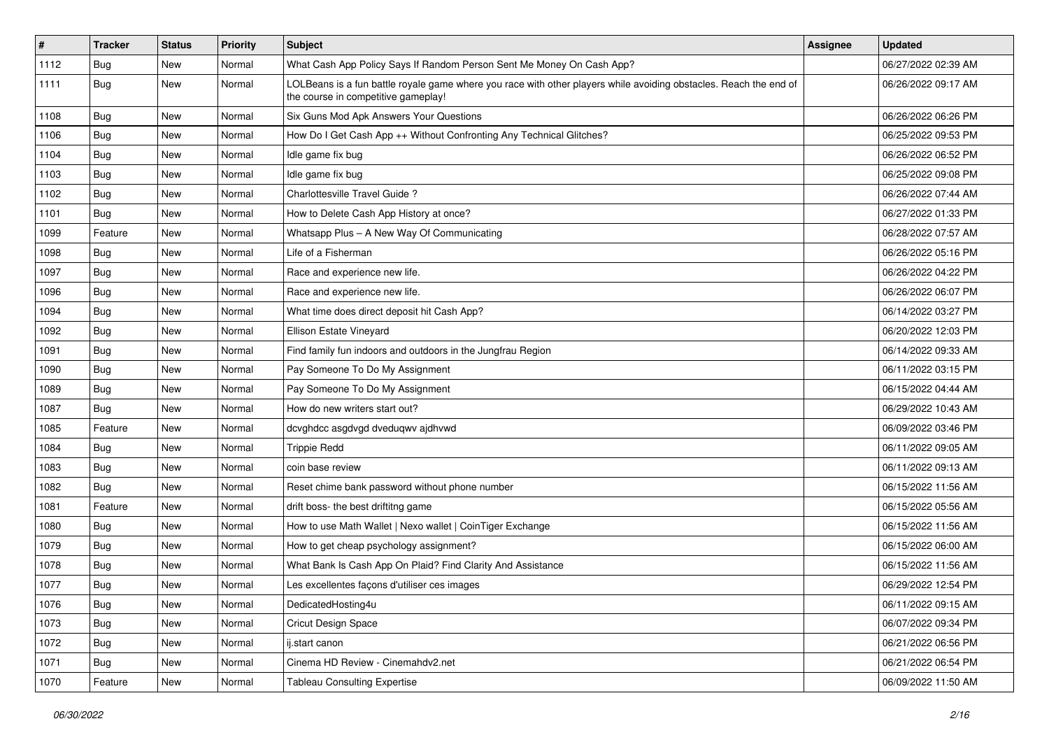| # | Tracker | Status | Priority | Subject | Assignee | Updated |
| --- | --- | --- | --- | --- | --- | --- |
| 1112 | Bug | New | Normal | What Cash App Policy Says If Random Person Sent Me Money On Cash App? | | 06/27/2022 02:39 AM |
| 1111 | Bug | New | Normal | LOLBeans is a fun battle royale game where you race with other players while avoiding obstacles. Reach the end of the course in competitive gameplay! | | 06/26/2022 09:17 AM |
| 1108 | Bug | New | Normal | Six Guns Mod Apk Answers Your Questions | | 06/26/2022 06:26 PM |
| 1106 | Bug | New | Normal | How Do I Get Cash App ++ Without Confronting Any Technical Glitches? | | 06/25/2022 09:53 PM |
| 1104 | Bug | New | Normal | Idle game fix bug | | 06/26/2022 06:52 PM |
| 1103 | Bug | New | Normal | Idle game fix bug | | 06/25/2022 09:08 PM |
| 1102 | Bug | New | Normal | Charlottesville Travel Guide ? | | 06/26/2022 07:44 AM |
| 1101 | Bug | New | Normal | How to Delete Cash App History at once? | | 06/27/2022 01:33 PM |
| 1099 | Feature | New | Normal | Whatsapp Plus – A New Way Of Communicating | | 06/28/2022 07:57 AM |
| 1098 | Bug | New | Normal | Life of a Fisherman | | 06/26/2022 05:16 PM |
| 1097 | Bug | New | Normal | Race and experience new life. | | 06/26/2022 04:22 PM |
| 1096 | Bug | New | Normal | Race and experience new life. | | 06/26/2022 06:07 PM |
| 1094 | Bug | New | Normal | What time does direct deposit hit Cash App? | | 06/14/2022 03:27 PM |
| 1092 | Bug | New | Normal | Ellison Estate Vineyard | | 06/20/2022 12:03 PM |
| 1091 | Bug | New | Normal | Find family fun indoors and outdoors in the Jungfrau Region | | 06/14/2022 09:33 AM |
| 1090 | Bug | New | Normal | Pay Someone To Do My Assignment | | 06/11/2022 03:15 PM |
| 1089 | Bug | New | Normal | Pay Someone To Do My Assignment | | 06/15/2022 04:44 AM |
| 1087 | Bug | New | Normal | How do new writers start out? | | 06/29/2022 10:43 AM |
| 1085 | Feature | New | Normal | dcvghdcc asgdvgd dveduqwv ajdhvwd | | 06/09/2022 03:46 PM |
| 1084 | Bug | New | Normal | Trippie Redd | | 06/11/2022 09:05 AM |
| 1083 | Bug | New | Normal | coin base review | | 06/11/2022 09:13 AM |
| 1082 | Bug | New | Normal | Reset chime bank password without phone number | | 06/15/2022 11:56 AM |
| 1081 | Feature | New | Normal | drift boss- the best driftitng game | | 06/15/2022 05:56 AM |
| 1080 | Bug | New | Normal | How to use Math Wallet \| Nexo wallet \| CoinTiger Exchange | | 06/15/2022 11:56 AM |
| 1079 | Bug | New | Normal | How to get cheap psychology assignment? | | 06/15/2022 06:00 AM |
| 1078 | Bug | New | Normal | What Bank Is Cash App On Plaid? Find Clarity And Assistance | | 06/15/2022 11:56 AM |
| 1077 | Bug | New | Normal | Les excellentes façons d'utiliser ces images | | 06/29/2022 12:54 PM |
| 1076 | Bug | New | Normal | DedicatedHosting4u | | 06/11/2022 09:15 AM |
| 1073 | Bug | New | Normal | Cricut Design Space | | 06/07/2022 09:34 PM |
| 1072 | Bug | New | Normal | ij.start canon | | 06/21/2022 06:56 PM |
| 1071 | Bug | New | Normal | Cinema HD Review - Cinemahdv2.net | | 06/21/2022 06:54 PM |
| 1070 | Feature | New | Normal | Tableau Consulting Expertise | | 06/09/2022 11:50 AM |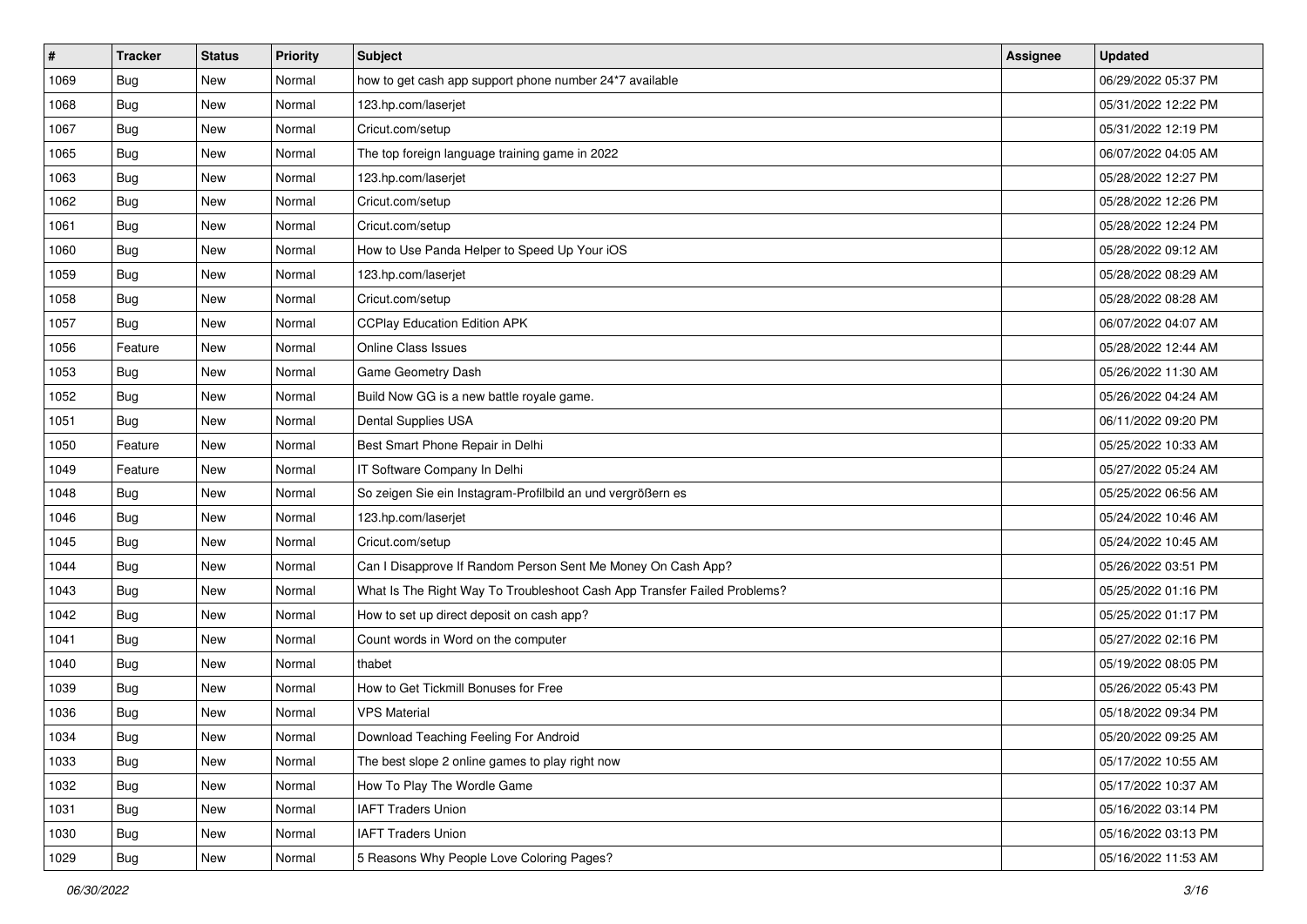| # | Tracker | Status | Priority | Subject | Assignee | Updated |
|---|---|---|---|---|---|---|
| 1069 | Bug | New | Normal | how to get cash app support phone number 24*7 available | | 06/29/2022 05:37 PM |
| 1068 | Bug | New | Normal | 123.hp.com/laserjet | | 05/31/2022 12:22 PM |
| 1067 | Bug | New | Normal | Cricut.com/setup | | 05/31/2022 12:19 PM |
| 1065 | Bug | New | Normal | The top foreign language training game in 2022 | | 06/07/2022 04:05 AM |
| 1063 | Bug | New | Normal | 123.hp.com/laserjet | | 05/28/2022 12:27 PM |
| 1062 | Bug | New | Normal | Cricut.com/setup | | 05/28/2022 12:26 PM |
| 1061 | Bug | New | Normal | Cricut.com/setup | | 05/28/2022 12:24 PM |
| 1060 | Bug | New | Normal | How to Use Panda Helper to Speed Up Your iOS | | 05/28/2022 09:12 AM |
| 1059 | Bug | New | Normal | 123.hp.com/laserjet | | 05/28/2022 08:29 AM |
| 1058 | Bug | New | Normal | Cricut.com/setup | | 05/28/2022 08:28 AM |
| 1057 | Bug | New | Normal | CCPlay Education Edition APK | | 06/07/2022 04:07 AM |
| 1056 | Feature | New | Normal | Online Class Issues | | 05/28/2022 12:44 AM |
| 1053 | Bug | New | Normal | Game Geometry Dash | | 05/26/2022 11:30 AM |
| 1052 | Bug | New | Normal | Build Now GG is a new battle royale game. | | 05/26/2022 04:24 AM |
| 1051 | Bug | New | Normal | Dental Supplies USA | | 06/11/2022 09:20 PM |
| 1050 | Feature | New | Normal | Best Smart Phone Repair in Delhi | | 05/25/2022 10:33 AM |
| 1049 | Feature | New | Normal | IT Software Company In Delhi | | 05/27/2022 05:24 AM |
| 1048 | Bug | New | Normal | So zeigen Sie ein Instagram-Profilbild an und vergrößern es | | 05/25/2022 06:56 AM |
| 1046 | Bug | New | Normal | 123.hp.com/laserjet | | 05/24/2022 10:46 AM |
| 1045 | Bug | New | Normal | Cricut.com/setup | | 05/24/2022 10:45 AM |
| 1044 | Bug | New | Normal | Can I Disapprove If Random Person Sent Me Money On Cash App? | | 05/26/2022 03:51 PM |
| 1043 | Bug | New | Normal | What Is The Right Way To Troubleshoot Cash App Transfer Failed Problems? | | 05/25/2022 01:16 PM |
| 1042 | Bug | New | Normal | How to set up direct deposit on cash app? | | 05/25/2022 01:17 PM |
| 1041 | Bug | New | Normal | Count words in Word on the computer | | 05/27/2022 02:16 PM |
| 1040 | Bug | New | Normal | thabet | | 05/19/2022 08:05 PM |
| 1039 | Bug | New | Normal | How to Get Tickmill Bonuses for Free | | 05/26/2022 05:43 PM |
| 1036 | Bug | New | Normal | VPS Material | | 05/18/2022 09:34 PM |
| 1034 | Bug | New | Normal | Download Teaching Feeling For Android | | 05/20/2022 09:25 AM |
| 1033 | Bug | New | Normal | The best slope 2 online games to play right now | | 05/17/2022 10:55 AM |
| 1032 | Bug | New | Normal | How To Play The Wordle Game | | 05/17/2022 10:37 AM |
| 1031 | Bug | New | Normal | IAFT Traders Union | | 05/16/2022 03:14 PM |
| 1030 | Bug | New | Normal | IAFT Traders Union | | 05/16/2022 03:13 PM |
| 1029 | Bug | New | Normal | 5 Reasons Why People Love Coloring Pages? | | 05/16/2022 11:53 AM |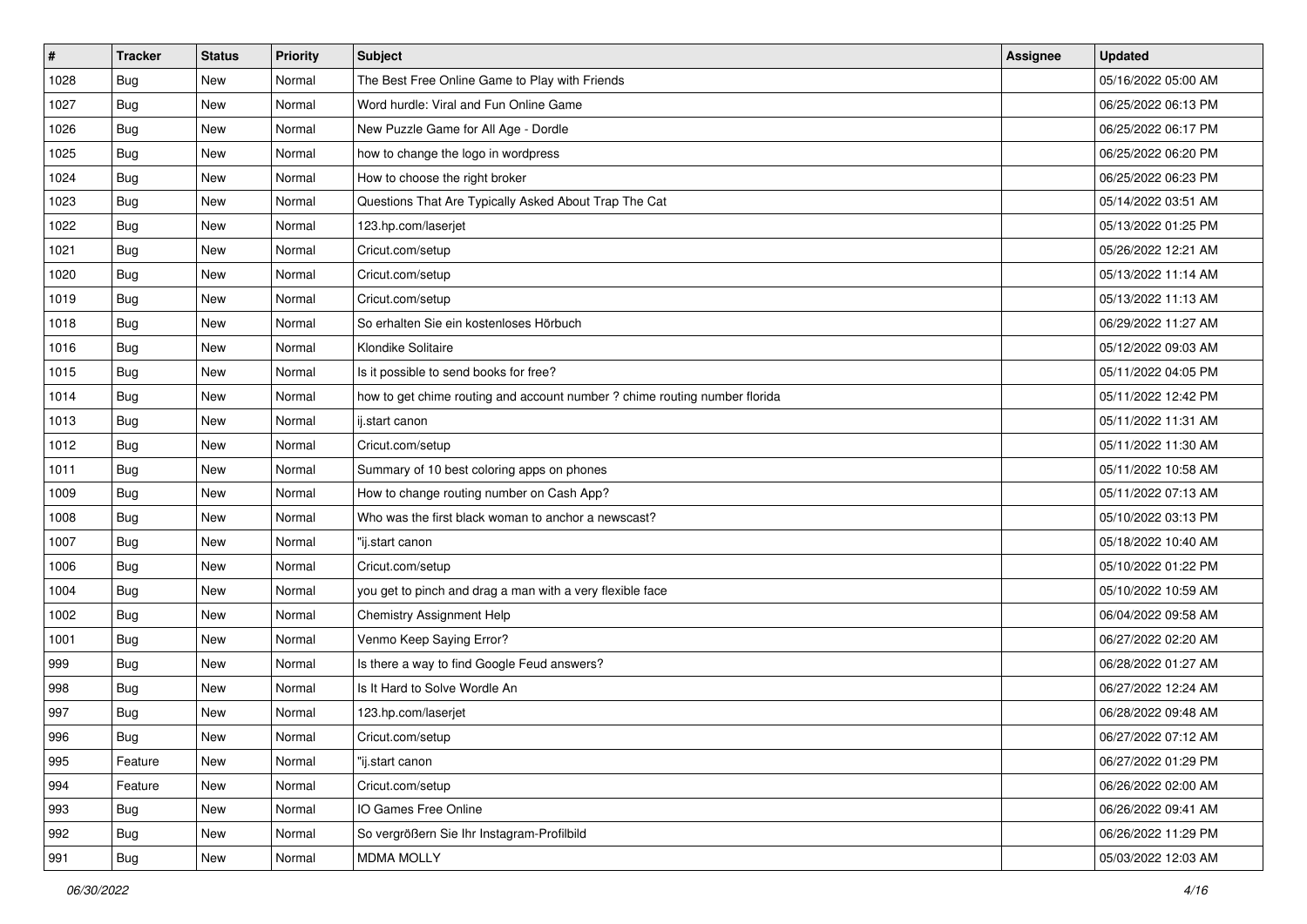| # | Tracker | Status | Priority | Subject | Assignee | Updated |
|---|---|---|---|---|---|---|
| 1028 | Bug | New | Normal | The Best Free Online Game to Play with Friends | | 05/16/2022 05:00 AM |
| 1027 | Bug | New | Normal | Word hurdle: Viral and Fun Online Game | | 06/25/2022 06:13 PM |
| 1026 | Bug | New | Normal | New Puzzle Game for All Age - Dordle | | 06/25/2022 06:17 PM |
| 1025 | Bug | New | Normal | how to change the logo in wordpress | | 06/25/2022 06:20 PM |
| 1024 | Bug | New | Normal | How to choose the right broker | | 06/25/2022 06:23 PM |
| 1023 | Bug | New | Normal | Questions That Are Typically Asked About Trap The Cat | | 05/14/2022 03:51 AM |
| 1022 | Bug | New | Normal | 123.hp.com/laserjet | | 05/13/2022 01:25 PM |
| 1021 | Bug | New | Normal | Cricut.com/setup | | 05/26/2022 12:21 AM |
| 1020 | Bug | New | Normal | Cricut.com/setup | | 05/13/2022 11:14 AM |
| 1019 | Bug | New | Normal | Cricut.com/setup | | 05/13/2022 11:13 AM |
| 1018 | Bug | New | Normal | So erhalten Sie ein kostenloses Hörbuch | | 06/29/2022 11:27 AM |
| 1016 | Bug | New | Normal | Klondike Solitaire | | 05/12/2022 09:03 AM |
| 1015 | Bug | New | Normal | Is it possible to send books for free? | | 05/11/2022 04:05 PM |
| 1014 | Bug | New | Normal | how to get chime routing and account number ? chime routing number florida | | 05/11/2022 12:42 PM |
| 1013 | Bug | New | Normal | ij.start canon | | 05/11/2022 11:31 AM |
| 1012 | Bug | New | Normal | Cricut.com/setup | | 05/11/2022 11:30 AM |
| 1011 | Bug | New | Normal | Summary of 10 best coloring apps on phones | | 05/11/2022 10:58 AM |
| 1009 | Bug | New | Normal | How to change routing number on Cash App? | | 05/11/2022 07:13 AM |
| 1008 | Bug | New | Normal | Who was the first black woman to anchor a newscast? | | 05/10/2022 03:13 PM |
| 1007 | Bug | New | Normal | "ij.start canon | | 05/18/2022 10:40 AM |
| 1006 | Bug | New | Normal | Cricut.com/setup | | 05/10/2022 01:22 PM |
| 1004 | Bug | New | Normal | you get to pinch and drag a man with a very flexible face | | 05/10/2022 10:59 AM |
| 1002 | Bug | New | Normal | Chemistry Assignment Help | | 06/04/2022 09:58 AM |
| 1001 | Bug | New | Normal | Venmo Keep Saying Error? | | 06/27/2022 02:20 AM |
| 999 | Bug | New | Normal | Is there a way to find Google Feud answers? | | 06/28/2022 01:27 AM |
| 998 | Bug | New | Normal | Is It Hard to Solve Wordle An | | 06/27/2022 12:24 AM |
| 997 | Bug | New | Normal | 123.hp.com/laserjet | | 06/28/2022 09:48 AM |
| 996 | Bug | New | Normal | Cricut.com/setup | | 06/27/2022 07:12 AM |
| 995 | Feature | New | Normal | "ij.start canon | | 06/27/2022 01:29 PM |
| 994 | Feature | New | Normal | Cricut.com/setup | | 06/26/2022 02:00 AM |
| 993 | Bug | New | Normal | IO Games Free Online | | 06/26/2022 09:41 AM |
| 992 | Bug | New | Normal | So vergrößern Sie Ihr Instagram-Profilbild | | 06/26/2022 11:29 PM |
| 991 | Bug | New | Normal | MDMA MOLLY | | 05/03/2022 12:03 AM |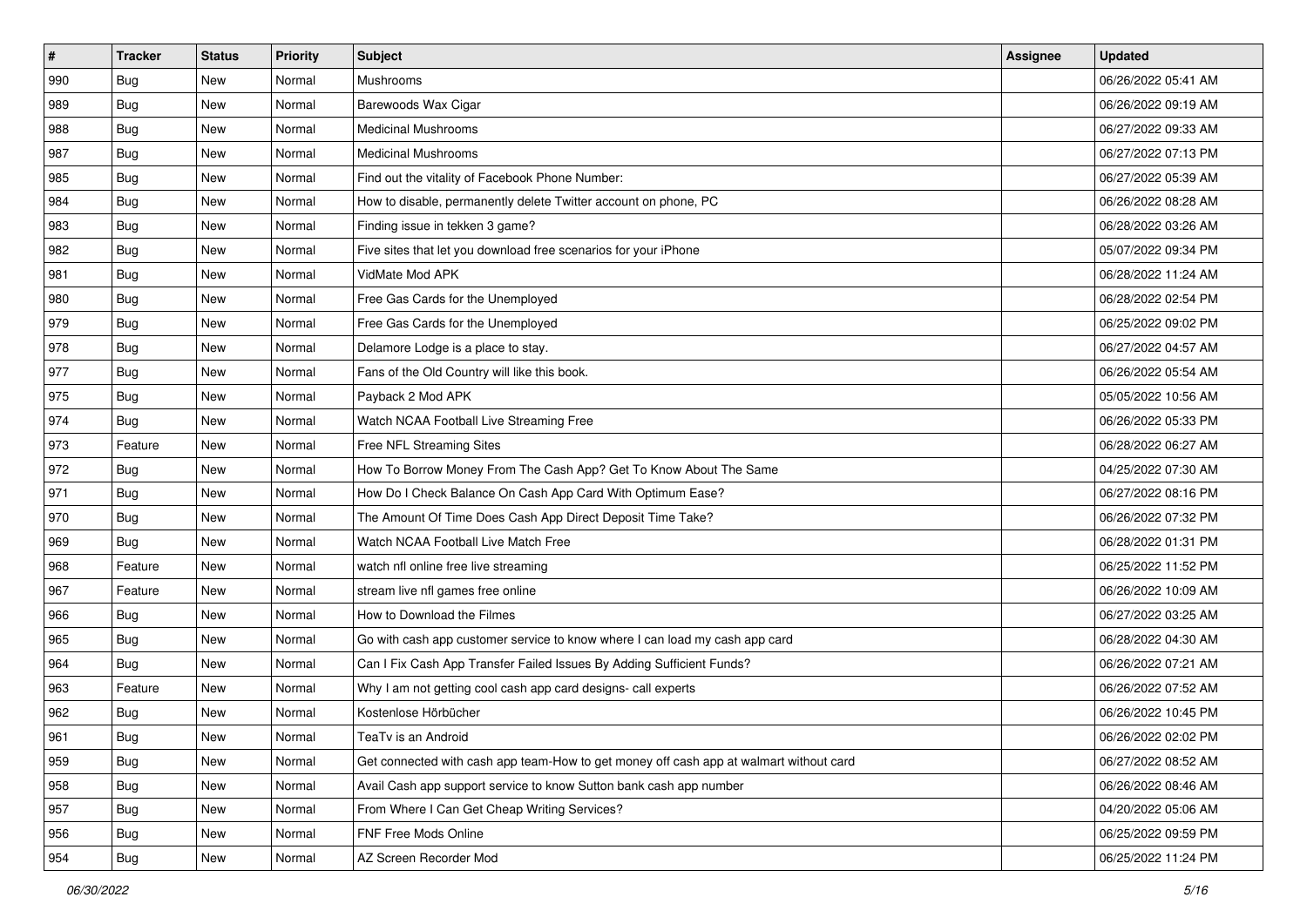| # | Tracker | Status | Priority | Subject | Assignee | Updated |
|---|---|---|---|---|---|---|
| 990 | Bug | New | Normal | Mushrooms | | 06/26/2022 05:41 AM |
| 989 | Bug | New | Normal | Barewoods Wax Cigar | | 06/26/2022 09:19 AM |
| 988 | Bug | New | Normal | Medicinal Mushrooms | | 06/27/2022 09:33 AM |
| 987 | Bug | New | Normal | Medicinal Mushrooms | | 06/27/2022 07:13 PM |
| 985 | Bug | New | Normal | Find out the vitality of Facebook Phone Number: | | 06/27/2022 05:39 AM |
| 984 | Bug | New | Normal | How to disable, permanently delete Twitter account on phone, PC | | 06/26/2022 08:28 AM |
| 983 | Bug | New | Normal | Finding issue in tekken 3 game? | | 06/28/2022 03:26 AM |
| 982 | Bug | New | Normal | Five sites that let you download free scenarios for your iPhone | | 05/07/2022 09:34 PM |
| 981 | Bug | New | Normal | VidMate Mod APK | | 06/28/2022 11:24 AM |
| 980 | Bug | New | Normal | Free Gas Cards for the Unemployed | | 06/28/2022 02:54 PM |
| 979 | Bug | New | Normal | Free Gas Cards for the Unemployed | | 06/25/2022 09:02 PM |
| 978 | Bug | New | Normal | Delamore Lodge is a place to stay. | | 06/27/2022 04:57 AM |
| 977 | Bug | New | Normal | Fans of the Old Country will like this book. | | 06/26/2022 05:54 AM |
| 975 | Bug | New | Normal | Payback 2 Mod APK | | 05/05/2022 10:56 AM |
| 974 | Bug | New | Normal | Watch NCAA Football Live Streaming Free | | 06/26/2022 05:33 PM |
| 973 | Feature | New | Normal | Free NFL Streaming Sites | | 06/28/2022 06:27 AM |
| 972 | Bug | New | Normal | How To Borrow Money From The Cash App? Get To Know About The Same | | 04/25/2022 07:30 AM |
| 971 | Bug | New | Normal | How Do I Check Balance On Cash App Card With Optimum Ease? | | 06/27/2022 08:16 PM |
| 970 | Bug | New | Normal | The Amount Of Time Does Cash App Direct Deposit Time Take? | | 06/26/2022 07:32 PM |
| 969 | Bug | New | Normal | Watch NCAA Football Live Match Free | | 06/28/2022 01:31 PM |
| 968 | Feature | New | Normal | watch nfl online free live streaming | | 06/25/2022 11:52 PM |
| 967 | Feature | New | Normal | stream live nfl games free online | | 06/26/2022 10:09 AM |
| 966 | Bug | New | Normal | How to Download the Filmes | | 06/27/2022 03:25 AM |
| 965 | Bug | New | Normal | Go with cash app customer service to know where I can load my cash app card | | 06/28/2022 04:30 AM |
| 964 | Bug | New | Normal | Can I Fix Cash App Transfer Failed Issues By Adding Sufficient Funds? | | 06/26/2022 07:21 AM |
| 963 | Feature | New | Normal | Why I am not getting cool cash app card designs- call experts | | 06/26/2022 07:52 AM |
| 962 | Bug | New | Normal | Kostenlose Hörbücher | | 06/26/2022 10:45 PM |
| 961 | Bug | New | Normal | TeaTv is an Android | | 06/26/2022 02:02 PM |
| 959 | Bug | New | Normal | Get connected with cash app team-How to get money off cash app at walmart without card | | 06/27/2022 08:52 AM |
| 958 | Bug | New | Normal | Avail Cash app support service to know Sutton bank cash app number | | 06/26/2022 08:46 AM |
| 957 | Bug | New | Normal | From Where I Can Get Cheap Writing Services? | | 04/20/2022 05:06 AM |
| 956 | Bug | New | Normal | FNF Free Mods Online | | 06/25/2022 09:59 PM |
| 954 | Bug | New | Normal | AZ Screen Recorder Mod | | 06/25/2022 11:24 PM |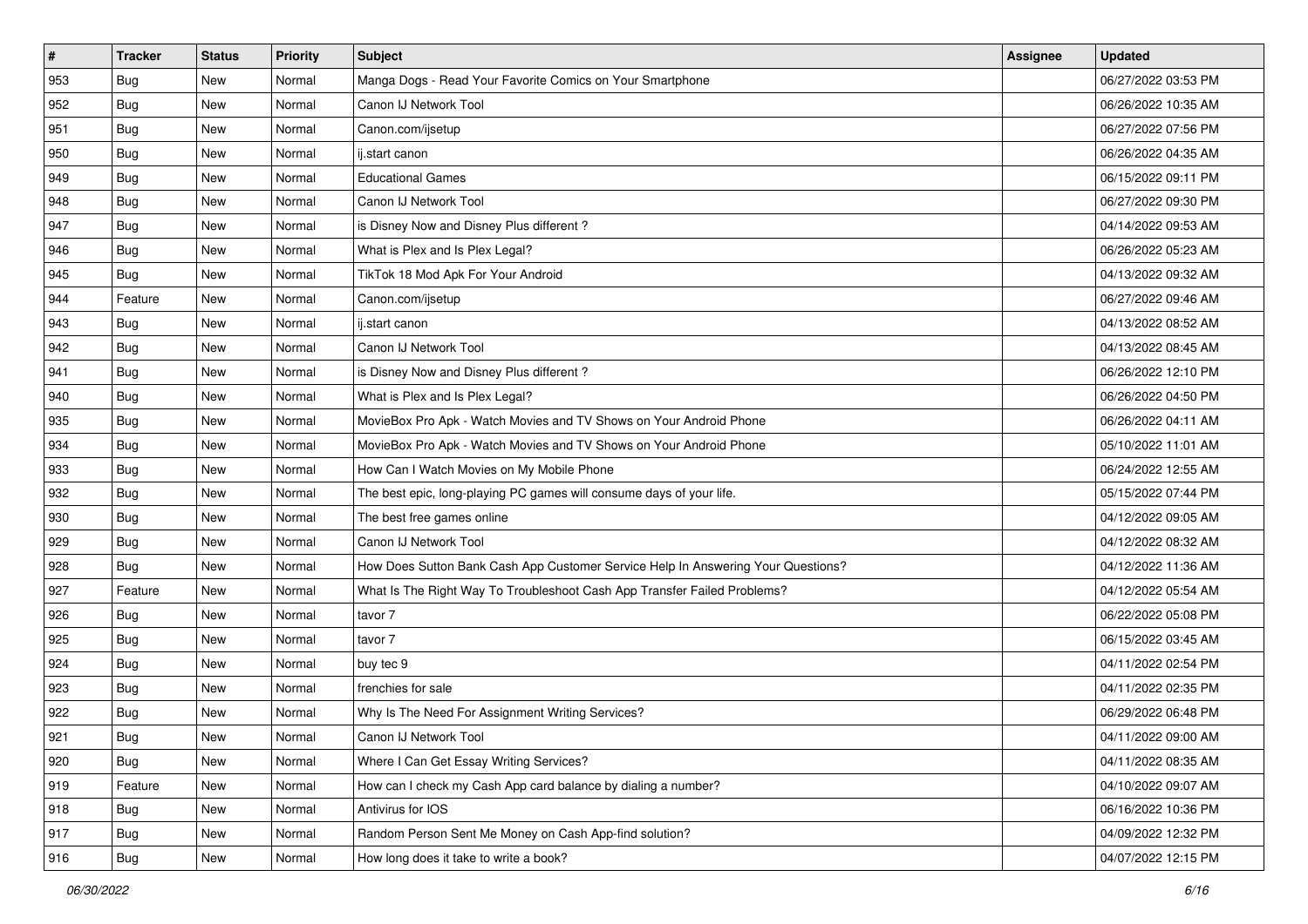| # | Tracker | Status | Priority | Subject | Assignee | Updated |
| --- | --- | --- | --- | --- | --- | --- |
| 953 | Bug | New | Normal | Manga Dogs - Read Your Favorite Comics on Your Smartphone | | 06/27/2022 03:53 PM |
| 952 | Bug | New | Normal | Canon IJ Network Tool | | 06/26/2022 10:35 AM |
| 951 | Bug | New | Normal | Canon.com/ijsetup | | 06/27/2022 07:56 PM |
| 950 | Bug | New | Normal | ij.start canon | | 06/26/2022 04:35 AM |
| 949 | Bug | New | Normal | Educational Games | | 06/15/2022 09:11 PM |
| 948 | Bug | New | Normal | Canon IJ Network Tool | | 06/27/2022 09:30 PM |
| 947 | Bug | New | Normal | is Disney Now and Disney Plus different ? | | 04/14/2022 09:53 AM |
| 946 | Bug | New | Normal | What is Plex and Is Plex Legal? | | 06/26/2022 05:23 AM |
| 945 | Bug | New | Normal | TikTok 18 Mod Apk For Your Android | | 04/13/2022 09:32 AM |
| 944 | Feature | New | Normal | Canon.com/ijsetup | | 06/27/2022 09:46 AM |
| 943 | Bug | New | Normal | ij.start canon | | 04/13/2022 08:52 AM |
| 942 | Bug | New | Normal | Canon IJ Network Tool | | 04/13/2022 08:45 AM |
| 941 | Bug | New | Normal | is Disney Now and Disney Plus different ? | | 06/26/2022 12:10 PM |
| 940 | Bug | New | Normal | What is Plex and Is Plex Legal? | | 06/26/2022 04:50 PM |
| 935 | Bug | New | Normal | MovieBox Pro Apk - Watch Movies and TV Shows on Your Android Phone | | 06/26/2022 04:11 AM |
| 934 | Bug | New | Normal | MovieBox Pro Apk - Watch Movies and TV Shows on Your Android Phone | | 05/10/2022 11:01 AM |
| 933 | Bug | New | Normal | How Can I Watch Movies on My Mobile Phone | | 06/24/2022 12:55 AM |
| 932 | Bug | New | Normal | The best epic, long-playing PC games will consume days of your life. | | 05/15/2022 07:44 PM |
| 930 | Bug | New | Normal | The best free games online | | 04/12/2022 09:05 AM |
| 929 | Bug | New | Normal | Canon IJ Network Tool | | 04/12/2022 08:32 AM |
| 928 | Bug | New | Normal | How Does Sutton Bank Cash App Customer Service Help In Answering Your Questions? | | 04/12/2022 11:36 AM |
| 927 | Feature | New | Normal | What Is The Right Way To Troubleshoot Cash App Transfer Failed Problems? | | 04/12/2022 05:54 AM |
| 926 | Bug | New | Normal | tavor 7 | | 06/22/2022 05:08 PM |
| 925 | Bug | New | Normal | tavor 7 | | 06/15/2022 03:45 AM |
| 924 | Bug | New | Normal | buy tec 9 | | 04/11/2022 02:54 PM |
| 923 | Bug | New | Normal | frenchies for sale | | 04/11/2022 02:35 PM |
| 922 | Bug | New | Normal | Why Is The Need For Assignment Writing Services? | | 06/29/2022 06:48 PM |
| 921 | Bug | New | Normal | Canon IJ Network Tool | | 04/11/2022 09:00 AM |
| 920 | Bug | New | Normal | Where I Can Get Essay Writing Services? | | 04/11/2022 08:35 AM |
| 919 | Feature | New | Normal | How can I check my Cash App card balance by dialing a number? | | 04/10/2022 09:07 AM |
| 918 | Bug | New | Normal | Antivirus for IOS | | 06/16/2022 10:36 PM |
| 917 | Bug | New | Normal | Random Person Sent Me Money on Cash App-find solution? | | 04/09/2022 12:32 PM |
| 916 | Bug | New | Normal | How long does it take to write a book? | | 04/07/2022 12:15 PM |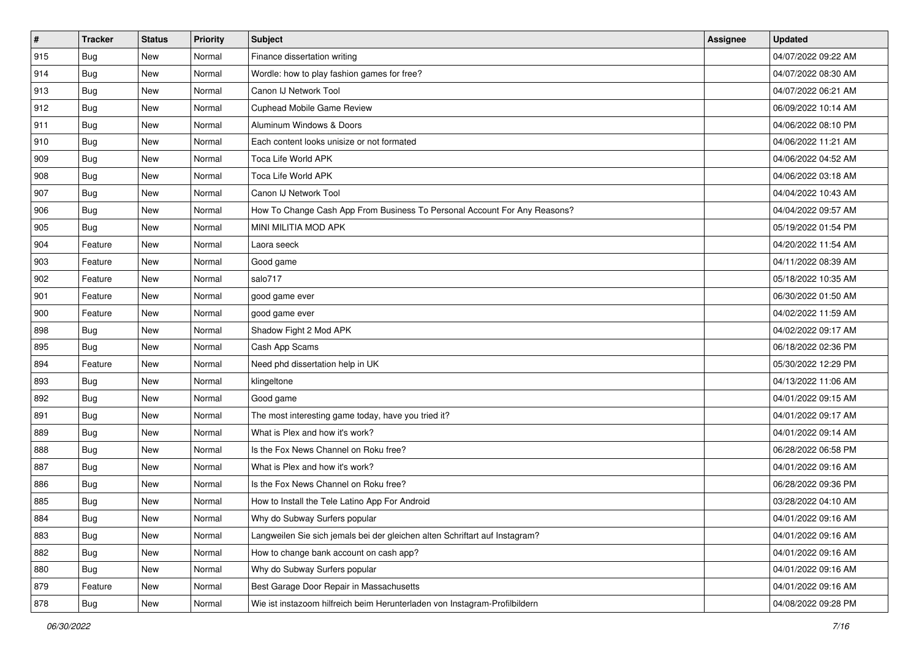| # | Tracker | Status | Priority | Subject | Assignee | Updated |
|---|---|---|---|---|---|---|
| 915 | Bug | New | Normal | Finance dissertation writing | | 04/07/2022 09:22 AM |
| 914 | Bug | New | Normal | Wordle: how to play fashion games for free? | | 04/07/2022 08:30 AM |
| 913 | Bug | New | Normal | Canon IJ Network Tool | | 04/07/2022 06:21 AM |
| 912 | Bug | New | Normal | Cuphead Mobile Game Review | | 06/09/2022 10:14 AM |
| 911 | Bug | New | Normal | Aluminum Windows & Doors | | 04/06/2022 08:10 PM |
| 910 | Bug | New | Normal | Each content looks unisize or not formated | | 04/06/2022 11:21 AM |
| 909 | Bug | New | Normal | Toca Life World APK | | 04/06/2022 04:52 AM |
| 908 | Bug | New | Normal | Toca Life World APK | | 04/06/2022 03:18 AM |
| 907 | Bug | New | Normal | Canon IJ Network Tool | | 04/04/2022 10:43 AM |
| 906 | Bug | New | Normal | How To Change Cash App From Business To Personal Account For Any Reasons? | | 04/04/2022 09:57 AM |
| 905 | Bug | New | Normal | MINI MILITIA MOD APK | | 05/19/2022 01:54 PM |
| 904 | Feature | New | Normal | Laora seeck | | 04/20/2022 11:54 AM |
| 903 | Feature | New | Normal | Good game | | 04/11/2022 08:39 AM |
| 902 | Feature | New | Normal | salo717 | | 05/18/2022 10:35 AM |
| 901 | Feature | New | Normal | good game ever | | 06/30/2022 01:50 AM |
| 900 | Feature | New | Normal | good game ever | | 04/02/2022 11:59 AM |
| 898 | Bug | New | Normal | Shadow Fight 2 Mod APK | | 04/02/2022 09:17 AM |
| 895 | Bug | New | Normal | Cash App Scams | | 06/18/2022 02:36 PM |
| 894 | Feature | New | Normal | Need phd dissertation help in UK | | 05/30/2022 12:29 PM |
| 893 | Bug | New | Normal | klingeltone | | 04/13/2022 11:06 AM |
| 892 | Bug | New | Normal | Good game | | 04/01/2022 09:15 AM |
| 891 | Bug | New | Normal | The most interesting game today, have you tried it? | | 04/01/2022 09:17 AM |
| 889 | Bug | New | Normal | What is Plex and how it's work? | | 04/01/2022 09:14 AM |
| 888 | Bug | New | Normal | Is the Fox News Channel on Roku free? | | 06/28/2022 06:58 PM |
| 887 | Bug | New | Normal | What is Plex and how it's work? | | 04/01/2022 09:16 AM |
| 886 | Bug | New | Normal | Is the Fox News Channel on Roku free? | | 06/28/2022 09:36 PM |
| 885 | Bug | New | Normal | How to Install the Tele Latino App For Android | | 03/28/2022 04:10 AM |
| 884 | Bug | New | Normal | Why do Subway Surfers popular | | 04/01/2022 09:16 AM |
| 883 | Bug | New | Normal | Langweilen Sie sich jemals bei der gleichen alten Schriftart auf Instagram? | | 04/01/2022 09:16 AM |
| 882 | Bug | New | Normal | How to change bank account on cash app? | | 04/01/2022 09:16 AM |
| 880 | Bug | New | Normal | Why do Subway Surfers popular | | 04/01/2022 09:16 AM |
| 879 | Feature | New | Normal | Best Garage Door Repair in Massachusetts | | 04/01/2022 09:16 AM |
| 878 | Bug | New | Normal | Wie ist instazoom hilfreich beim Herunterladen von Instagram-Profilbildern | | 04/08/2022 09:28 PM |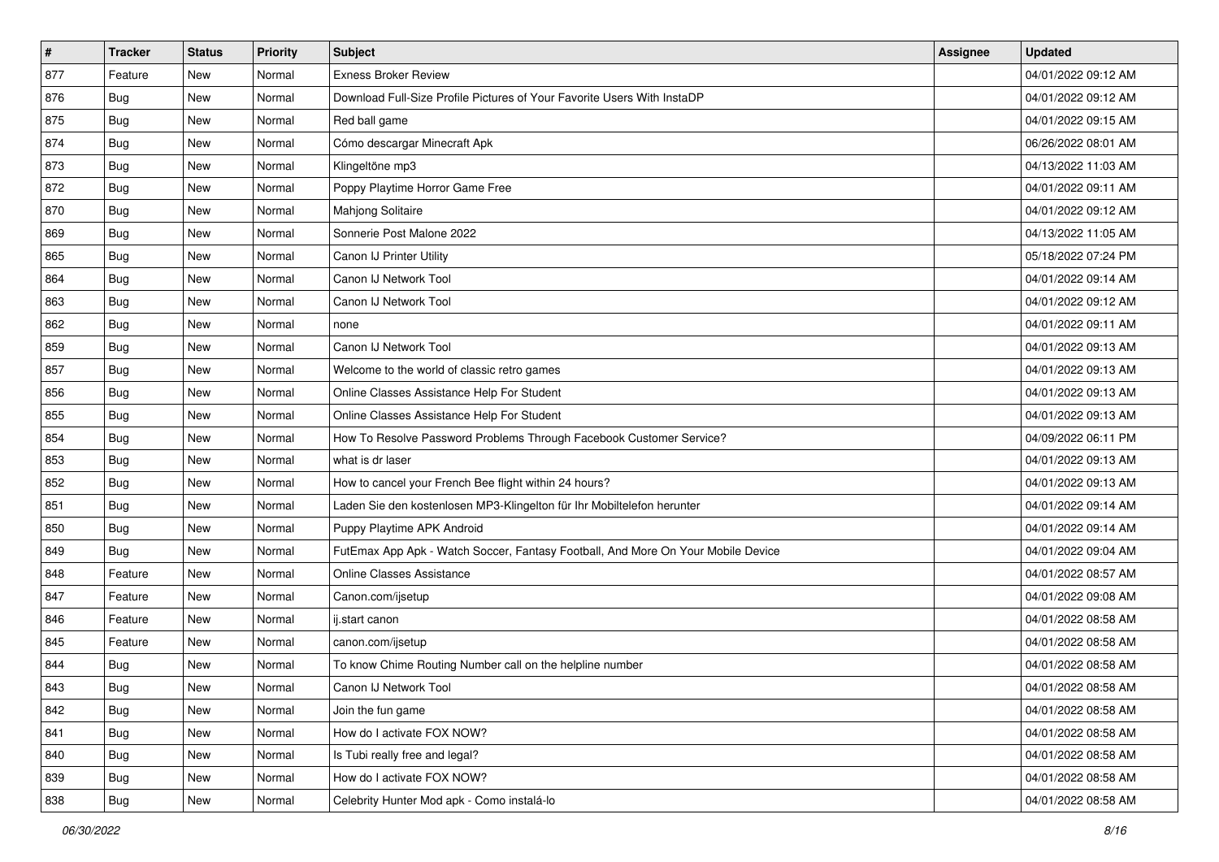| # | Tracker | Status | Priority | Subject | Assignee | Updated |
|---|---|---|---|---|---|---|
| 877 | Feature | New | Normal | Exness Broker Review | | 04/01/2022 09:12 AM |
| 876 | Bug | New | Normal | Download Full-Size Profile Pictures of Your Favorite Users With InstaDP | | 04/01/2022 09:12 AM |
| 875 | Bug | New | Normal | Red ball game | | 04/01/2022 09:15 AM |
| 874 | Bug | New | Normal | Cómo descargar Minecraft Apk | | 06/26/2022 08:01 AM |
| 873 | Bug | New | Normal | Klingeltöne mp3 | | 04/13/2022 11:03 AM |
| 872 | Bug | New | Normal | Poppy Playtime Horror Game Free | | 04/01/2022 09:11 AM |
| 870 | Bug | New | Normal | Mahjong Solitaire | | 04/01/2022 09:12 AM |
| 869 | Bug | New | Normal | Sonnerie Post Malone 2022 | | 04/13/2022 11:05 AM |
| 865 | Bug | New | Normal | Canon IJ Printer Utility | | 05/18/2022 07:24 PM |
| 864 | Bug | New | Normal | Canon IJ Network Tool | | 04/01/2022 09:14 AM |
| 863 | Bug | New | Normal | Canon IJ Network Tool | | 04/01/2022 09:12 AM |
| 862 | Bug | New | Normal | none | | 04/01/2022 09:11 AM |
| 859 | Bug | New | Normal | Canon IJ Network Tool | | 04/01/2022 09:13 AM |
| 857 | Bug | New | Normal | Welcome to the world of classic retro games | | 04/01/2022 09:13 AM |
| 856 | Bug | New | Normal | Online Classes Assistance Help For Student | | 04/01/2022 09:13 AM |
| 855 | Bug | New | Normal | Online Classes Assistance Help For Student | | 04/01/2022 09:13 AM |
| 854 | Bug | New | Normal | How To Resolve Password Problems Through Facebook Customer Service? | | 04/09/2022 06:11 PM |
| 853 | Bug | New | Normal | what is dr laser | | 04/01/2022 09:13 AM |
| 852 | Bug | New | Normal | How to cancel your French Bee flight within 24 hours? | | 04/01/2022 09:13 AM |
| 851 | Bug | New | Normal | Laden Sie den kostenlosen MP3-Klingelton für Ihr Mobiltelefon herunter | | 04/01/2022 09:14 AM |
| 850 | Bug | New | Normal | Puppy Playtime APK Android | | 04/01/2022 09:14 AM |
| 849 | Bug | New | Normal | FutEmax App Apk - Watch Soccer, Fantasy Football, And More On Your Mobile Device | | 04/01/2022 09:04 AM |
| 848 | Feature | New | Normal | Online Classes Assistance | | 04/01/2022 08:57 AM |
| 847 | Feature | New | Normal | Canon.com/ijsetup | | 04/01/2022 09:08 AM |
| 846 | Feature | New | Normal | ij.start canon | | 04/01/2022 08:58 AM |
| 845 | Feature | New | Normal | canon.com/ijsetup | | 04/01/2022 08:58 AM |
| 844 | Bug | New | Normal | To know Chime Routing Number call on the helpline number | | 04/01/2022 08:58 AM |
| 843 | Bug | New | Normal | Canon IJ Network Tool | | 04/01/2022 08:58 AM |
| 842 | Bug | New | Normal | Join the fun game | | 04/01/2022 08:58 AM |
| 841 | Bug | New | Normal | How do I activate FOX NOW? | | 04/01/2022 08:58 AM |
| 840 | Bug | New | Normal | Is Tubi really free and legal? | | 04/01/2022 08:58 AM |
| 839 | Bug | New | Normal | How do I activate FOX NOW? | | 04/01/2022 08:58 AM |
| 838 | Bug | New | Normal | Celebrity Hunter Mod apk - Como instalá-lo | | 04/01/2022 08:58 AM |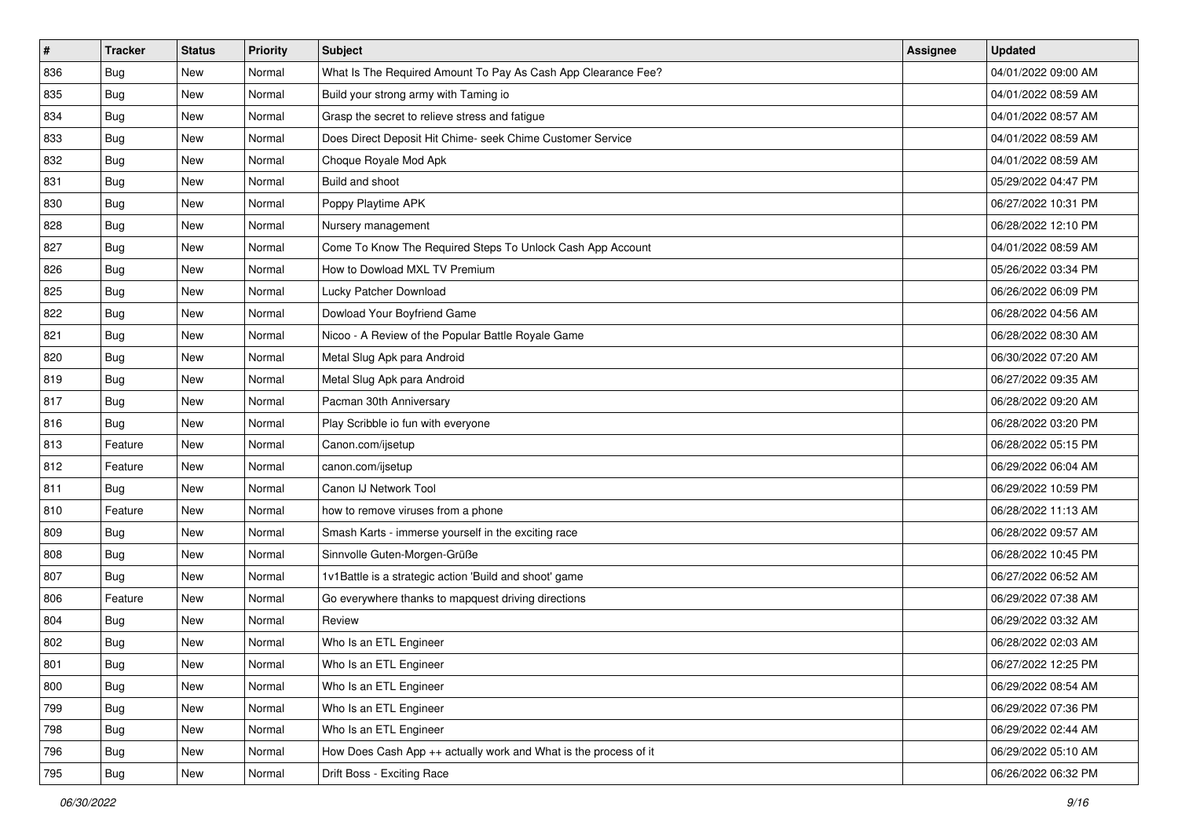| # | Tracker | Status | Priority | Subject | Assignee | Updated |
| --- | --- | --- | --- | --- | --- | --- |
| 836 | Bug | New | Normal | What Is The Required Amount To Pay As Cash App Clearance Fee? | | 04/01/2022 09:00 AM |
| 835 | Bug | New | Normal | Build your strong army with Taming io | | 04/01/2022 08:59 AM |
| 834 | Bug | New | Normal | Grasp the secret to relieve stress and fatigue | | 04/01/2022 08:57 AM |
| 833 | Bug | New | Normal | Does Direct Deposit Hit Chime- seek Chime Customer Service | | 04/01/2022 08:59 AM |
| 832 | Bug | New | Normal | Choque Royale Mod Apk | | 04/01/2022 08:59 AM |
| 831 | Bug | New | Normal | Build and shoot | | 05/29/2022 04:47 PM |
| 830 | Bug | New | Normal | Poppy Playtime APK | | 06/27/2022 10:31 PM |
| 828 | Bug | New | Normal | Nursery management | | 06/28/2022 12:10 PM |
| 827 | Bug | New | Normal | Come To Know The Required Steps To Unlock Cash App Account | | 04/01/2022 08:59 AM |
| 826 | Bug | New | Normal | How to Dowload MXL TV Premium | | 05/26/2022 03:34 PM |
| 825 | Bug | New | Normal | Lucky Patcher Download | | 06/26/2022 06:09 PM |
| 822 | Bug | New | Normal | Dowload Your Boyfriend Game | | 06/28/2022 04:56 AM |
| 821 | Bug | New | Normal | Nicoo - A Review of the Popular Battle Royale Game | | 06/28/2022 08:30 AM |
| 820 | Bug | New | Normal | Metal Slug Apk para Android | | 06/30/2022 07:20 AM |
| 819 | Bug | New | Normal | Metal Slug Apk para Android | | 06/27/2022 09:35 AM |
| 817 | Bug | New | Normal | Pacman 30th Anniversary | | 06/28/2022 09:20 AM |
| 816 | Bug | New | Normal | Play Scribble io fun with everyone | | 06/28/2022 03:20 PM |
| 813 | Feature | New | Normal | Canon.com/ijsetup | | 06/28/2022 05:15 PM |
| 812 | Feature | New | Normal | canon.com/ijsetup | | 06/29/2022 06:04 AM |
| 811 | Bug | New | Normal | Canon IJ Network Tool | | 06/29/2022 10:59 PM |
| 810 | Feature | New | Normal | how to remove viruses from a phone | | 06/28/2022 11:13 AM |
| 809 | Bug | New | Normal | Smash Karts - immerse yourself in the exciting race | | 06/28/2022 09:57 AM |
| 808 | Bug | New | Normal | Sinnvolle Guten-Morgen-Grüße | | 06/28/2022 10:45 PM |
| 807 | Bug | New | Normal | 1v1Battle is a strategic action 'Build and shoot' game | | 06/27/2022 06:52 AM |
| 806 | Feature | New | Normal | Go everywhere thanks to mapquest driving directions | | 06/29/2022 07:38 AM |
| 804 | Bug | New | Normal | Review | | 06/29/2022 03:32 AM |
| 802 | Bug | New | Normal | Who Is an ETL Engineer | | 06/28/2022 02:03 AM |
| 801 | Bug | New | Normal | Who Is an ETL Engineer | | 06/27/2022 12:25 PM |
| 800 | Bug | New | Normal | Who Is an ETL Engineer | | 06/29/2022 08:54 AM |
| 799 | Bug | New | Normal | Who Is an ETL Engineer | | 06/29/2022 07:36 PM |
| 798 | Bug | New | Normal | Who Is an ETL Engineer | | 06/29/2022 02:44 AM |
| 796 | Bug | New | Normal | How Does Cash App ++ actually work and What is the process of it | | 06/29/2022 05:10 AM |
| 795 | Bug | New | Normal | Drift Boss - Exciting Race | | 06/26/2022 06:32 PM |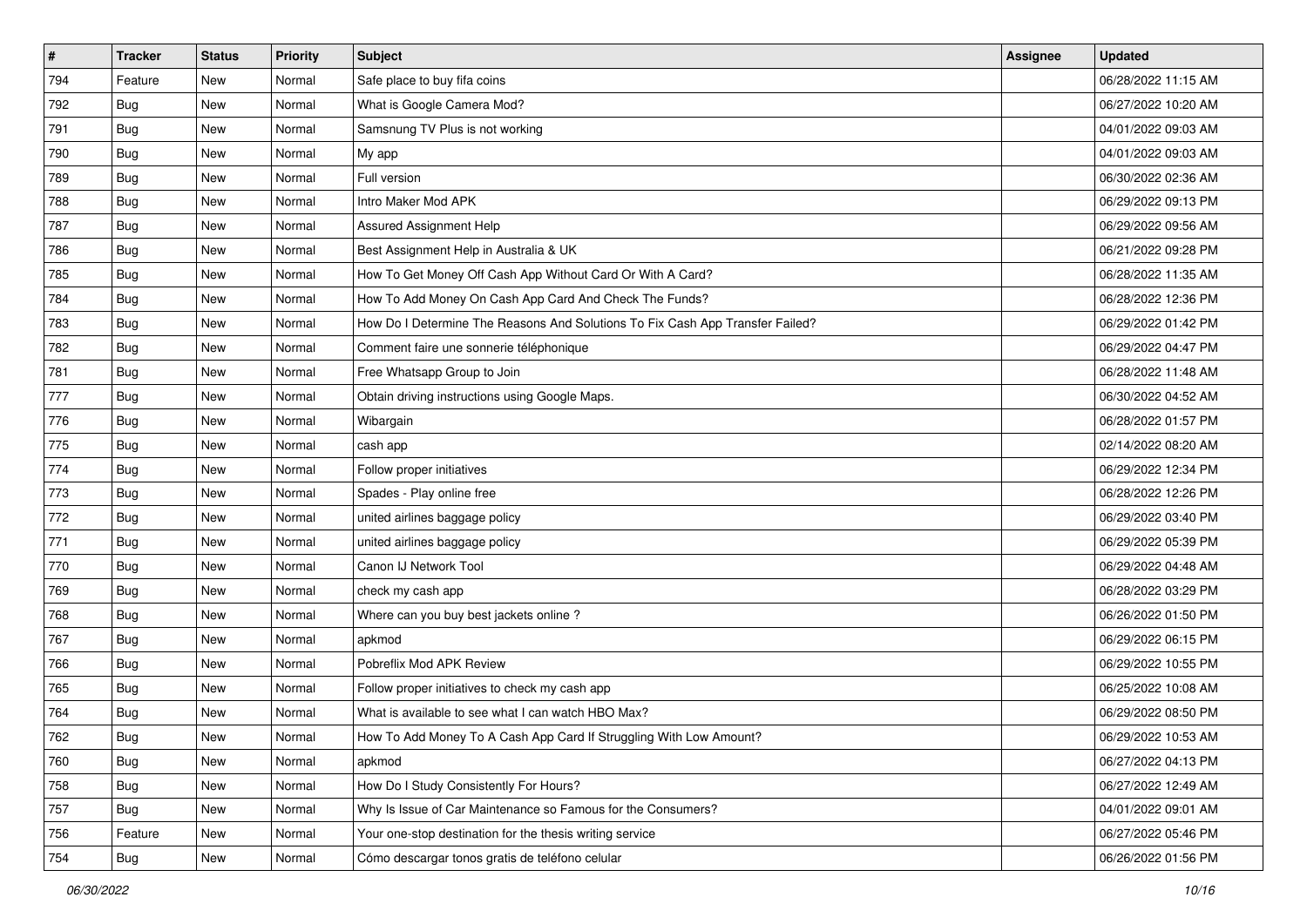| # | Tracker | Status | Priority | Subject | Assignee | Updated |
|---|---|---|---|---|---|---|
| 794 | Feature | New | Normal | Safe place to buy fifa coins | | 06/28/2022 11:15 AM |
| 792 | Bug | New | Normal | What is Google Camera Mod? | | 06/27/2022 10:20 AM |
| 791 | Bug | New | Normal | Samsnung TV Plus is not working | | 04/01/2022 09:03 AM |
| 790 | Bug | New | Normal | My app | | 04/01/2022 09:03 AM |
| 789 | Bug | New | Normal | Full version | | 06/30/2022 02:36 AM |
| 788 | Bug | New | Normal | Intro Maker Mod APK | | 06/29/2022 09:13 PM |
| 787 | Bug | New | Normal | Assured Assignment Help | | 06/29/2022 09:56 AM |
| 786 | Bug | New | Normal | Best Assignment Help in Australia & UK | | 06/21/2022 09:28 PM |
| 785 | Bug | New | Normal | How To Get Money Off Cash App Without Card Or With A Card? | | 06/28/2022 11:35 AM |
| 784 | Bug | New | Normal | How To Add Money On Cash App Card And Check The Funds? | | 06/28/2022 12:36 PM |
| 783 | Bug | New | Normal | How Do I Determine The Reasons And Solutions To Fix Cash App Transfer Failed? | | 06/29/2022 01:42 PM |
| 782 | Bug | New | Normal | Comment faire une sonnerie téléphonique | | 06/29/2022 04:47 PM |
| 781 | Bug | New | Normal | Free Whatsapp Group to Join | | 06/28/2022 11:48 AM |
| 777 | Bug | New | Normal | Obtain driving instructions using Google Maps. | | 06/30/2022 04:52 AM |
| 776 | Bug | New | Normal | Wibargain | | 06/28/2022 01:57 PM |
| 775 | Bug | New | Normal | cash app | | 02/14/2022 08:20 AM |
| 774 | Bug | New | Normal | Follow proper initiatives | | 06/29/2022 12:34 PM |
| 773 | Bug | New | Normal | Spades - Play online free | | 06/28/2022 12:26 PM |
| 772 | Bug | New | Normal | united airlines baggage policy | | 06/29/2022 03:40 PM |
| 771 | Bug | New | Normal | united airlines baggage policy | | 06/29/2022 05:39 PM |
| 770 | Bug | New | Normal | Canon IJ Network Tool | | 06/29/2022 04:48 AM |
| 769 | Bug | New | Normal | check my cash app | | 06/28/2022 03:29 PM |
| 768 | Bug | New | Normal | Where can you buy best jackets online ? | | 06/26/2022 01:50 PM |
| 767 | Bug | New | Normal | apkmod | | 06/29/2022 06:15 PM |
| 766 | Bug | New | Normal | Pobreflix Mod APK Review | | 06/29/2022 10:55 PM |
| 765 | Bug | New | Normal | Follow proper initiatives to check my cash app | | 06/25/2022 10:08 AM |
| 764 | Bug | New | Normal | What is available to see what I can watch HBO Max? | | 06/29/2022 08:50 PM |
| 762 | Bug | New | Normal | How To Add Money To A Cash App Card If Struggling With Low Amount? | | 06/29/2022 10:53 AM |
| 760 | Bug | New | Normal | apkmod | | 06/27/2022 04:13 PM |
| 758 | Bug | New | Normal | How Do I Study Consistently For Hours? | | 06/27/2022 12:49 AM |
| 757 | Bug | New | Normal | Why Is Issue of Car Maintenance so Famous for the Consumers? | | 04/01/2022 09:01 AM |
| 756 | Feature | New | Normal | Your one-stop destination for the thesis writing service | | 06/27/2022 05:46 PM |
| 754 | Bug | New | Normal | Cómo descargar tonos gratis de teléfono celular | | 06/26/2022 01:56 PM |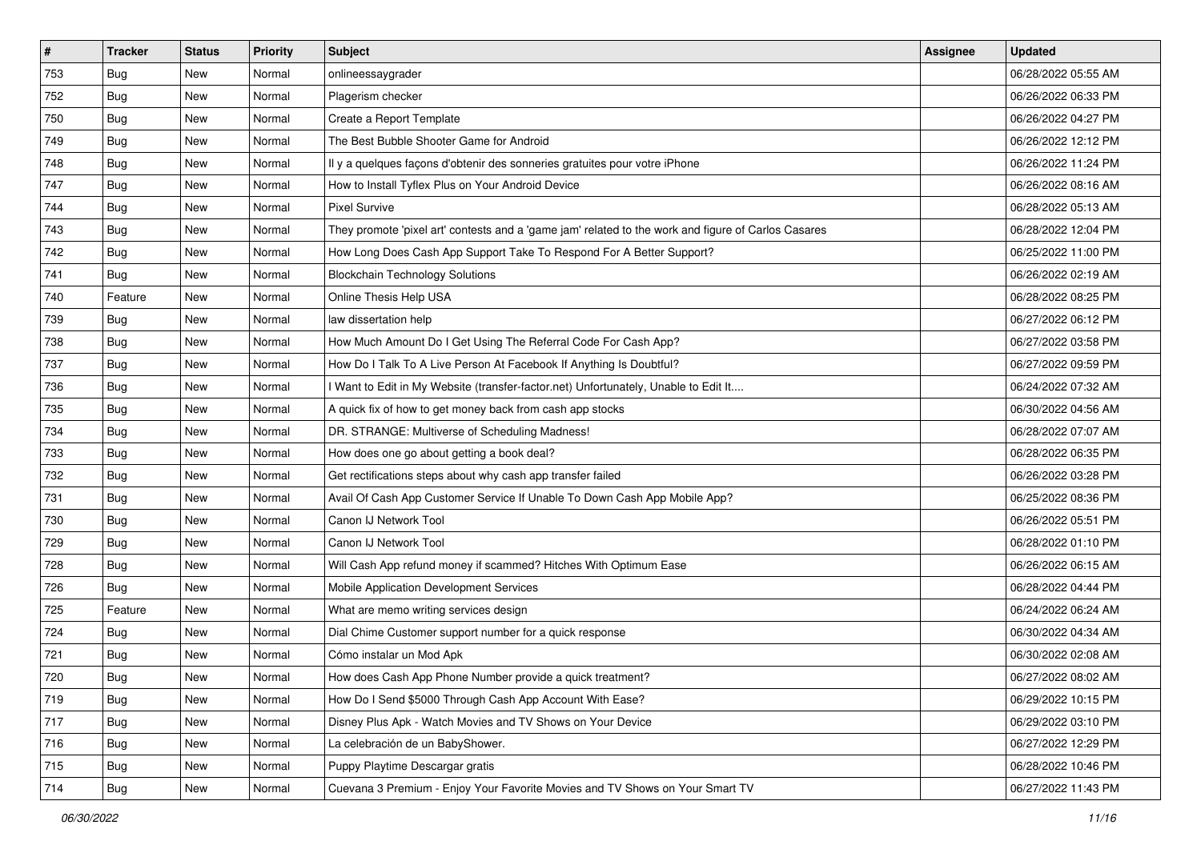| # | Tracker | Status | Priority | Subject | Assignee | Updated |
|---|---|---|---|---|---|---|
| 753 | Bug | New | Normal | onlineessaygrader | | 06/28/2022 05:55 AM |
| 752 | Bug | New | Normal | Plagerism checker | | 06/26/2022 06:33 PM |
| 750 | Bug | New | Normal | Create a Report Template | | 06/26/2022 04:27 PM |
| 749 | Bug | New | Normal | The Best Bubble Shooter Game for Android | | 06/26/2022 12:12 PM |
| 748 | Bug | New | Normal | Il y a quelques façons d'obtenir des sonneries gratuites pour votre iPhone | | 06/26/2022 11:24 PM |
| 747 | Bug | New | Normal | How to Install Tyflex Plus on Your Android Device | | 06/26/2022 08:16 AM |
| 744 | Bug | New | Normal | Pixel Survive | | 06/28/2022 05:13 AM |
| 743 | Bug | New | Normal | They promote 'pixel art' contests and a 'game jam' related to the work and figure of Carlos Casares | | 06/28/2022 12:04 PM |
| 742 | Bug | New | Normal | How Long Does Cash App Support Take To Respond For A Better Support? | | 06/25/2022 11:00 PM |
| 741 | Bug | New | Normal | Blockchain Technology Solutions | | 06/26/2022 02:19 AM |
| 740 | Feature | New | Normal | Online Thesis Help USA | | 06/28/2022 08:25 PM |
| 739 | Bug | New | Normal | law dissertation help | | 06/27/2022 06:12 PM |
| 738 | Bug | New | Normal | How Much Amount Do I Get Using The Referral Code For Cash App? | | 06/27/2022 03:58 PM |
| 737 | Bug | New | Normal | How Do I Talk To A Live Person At Facebook If Anything Is Doubtful? | | 06/27/2022 09:59 PM |
| 736 | Bug | New | Normal | I Want to Edit in My Website (transfer-factor.net) Unfortunately, Unable to Edit It.... | | 06/24/2022 07:32 AM |
| 735 | Bug | New | Normal | A quick fix of how to get money back from cash app stocks | | 06/30/2022 04:56 AM |
| 734 | Bug | New | Normal | DR. STRANGE: Multiverse of Scheduling Madness! | | 06/28/2022 07:07 AM |
| 733 | Bug | New | Normal | How does one go about getting a book deal? | | 06/28/2022 06:35 PM |
| 732 | Bug | New | Normal | Get rectifications steps about why cash app transfer failed | | 06/26/2022 03:28 PM |
| 731 | Bug | New | Normal | Avail Of Cash App Customer Service If Unable To Down Cash App Mobile App? | | 06/25/2022 08:36 PM |
| 730 | Bug | New | Normal | Canon IJ Network Tool | | 06/26/2022 05:51 PM |
| 729 | Bug | New | Normal | Canon IJ Network Tool | | 06/28/2022 01:10 PM |
| 728 | Bug | New | Normal | Will Cash App refund money if scammed? Hitches With Optimum Ease | | 06/26/2022 06:15 AM |
| 726 | Bug | New | Normal | Mobile Application Development Services | | 06/28/2022 04:44 PM |
| 725 | Feature | New | Normal | What are memo writing services design | | 06/24/2022 06:24 AM |
| 724 | Bug | New | Normal | Dial Chime Customer support number for a quick response | | 06/30/2022 04:34 AM |
| 721 | Bug | New | Normal | Cómo instalar un Mod Apk | | 06/30/2022 02:08 AM |
| 720 | Bug | New | Normal | How does Cash App Phone Number provide a quick treatment? | | 06/27/2022 08:02 AM |
| 719 | Bug | New | Normal | How Do I Send $5000 Through Cash App Account With Ease? | | 06/29/2022 10:15 PM |
| 717 | Bug | New | Normal | Disney Plus Apk - Watch Movies and TV Shows on Your Device | | 06/29/2022 03:10 PM |
| 716 | Bug | New | Normal | La celebración de un BabyShower. | | 06/27/2022 12:29 PM |
| 715 | Bug | New | Normal | Puppy Playtime Descargar gratis | | 06/28/2022 10:46 PM |
| 714 | Bug | New | Normal | Cuevana 3 Premium - Enjoy Your Favorite Movies and TV Shows on Your Smart TV | | 06/27/2022 11:43 PM |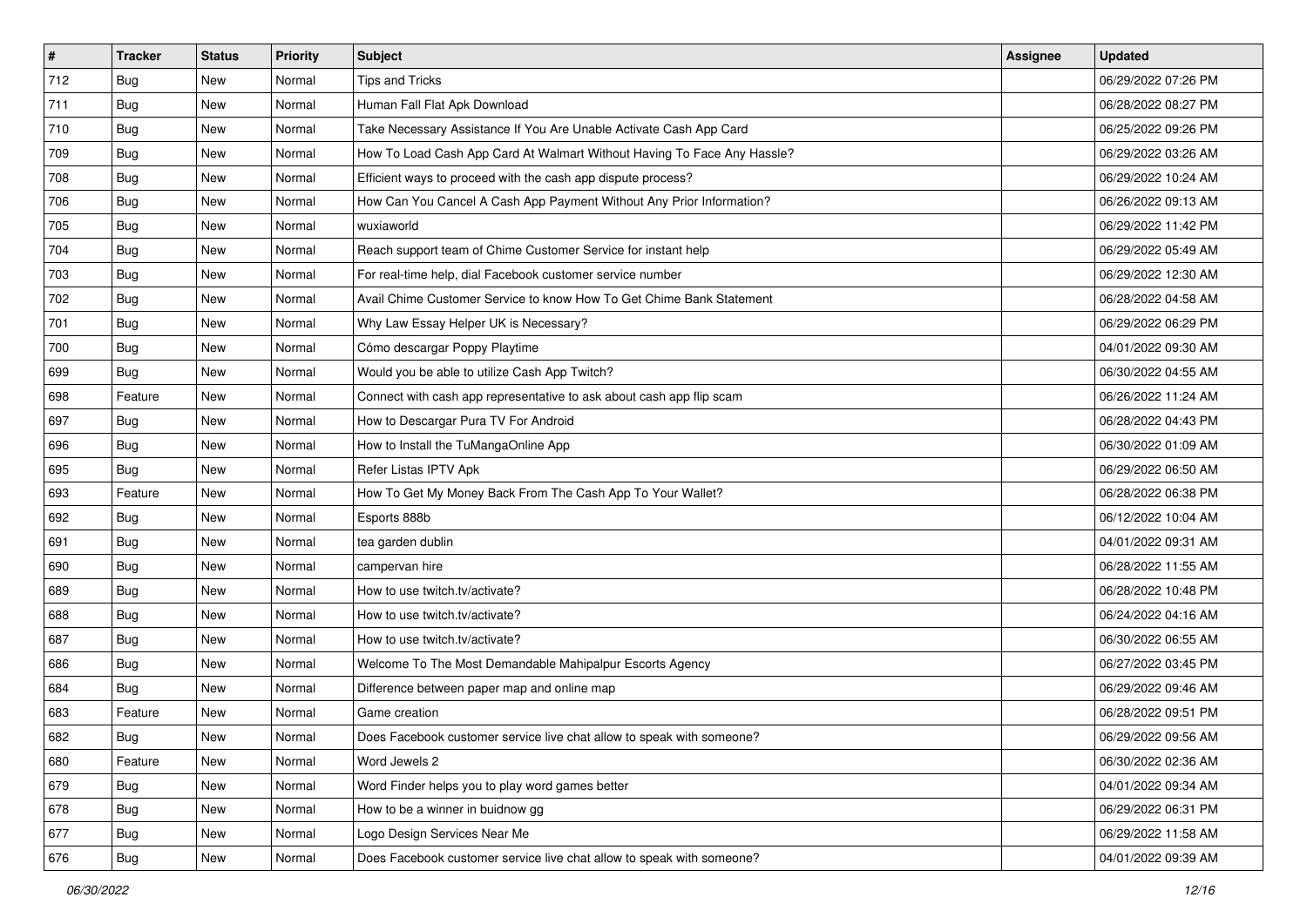| # | Tracker | Status | Priority | Subject | Assignee | Updated |
|---|---|---|---|---|---|---|
| 712 | Bug | New | Normal | Tips and Tricks | | 06/29/2022 07:26 PM |
| 711 | Bug | New | Normal | Human Fall Flat Apk Download | | 06/28/2022 08:27 PM |
| 710 | Bug | New | Normal | Take Necessary Assistance If You Are Unable Activate Cash App Card | | 06/25/2022 09:26 PM |
| 709 | Bug | New | Normal | How To Load Cash App Card At Walmart Without Having To Face Any Hassle? | | 06/29/2022 03:26 AM |
| 708 | Bug | New | Normal | Efficient ways to proceed with the cash app dispute process? | | 06/29/2022 10:24 AM |
| 706 | Bug | New | Normal | How Can You Cancel A Cash App Payment Without Any Prior Information? | | 06/26/2022 09:13 AM |
| 705 | Bug | New | Normal | wuxiaworld | | 06/29/2022 11:42 PM |
| 704 | Bug | New | Normal | Reach support team of Chime Customer Service for instant help | | 06/29/2022 05:49 AM |
| 703 | Bug | New | Normal | For real-time help, dial Facebook customer service number | | 06/29/2022 12:30 AM |
| 702 | Bug | New | Normal | Avail Chime Customer Service to know How To Get Chime Bank Statement | | 06/28/2022 04:58 AM |
| 701 | Bug | New | Normal | Why Law Essay Helper UK is Necessary? | | 06/29/2022 06:29 PM |
| 700 | Bug | New | Normal | Cómo descargar Poppy Playtime | | 04/01/2022 09:30 AM |
| 699 | Bug | New | Normal | Would you be able to utilize Cash App Twitch? | | 06/30/2022 04:55 AM |
| 698 | Feature | New | Normal | Connect with cash app representative to ask about cash app flip scam | | 06/26/2022 11:24 AM |
| 697 | Bug | New | Normal | How to Descargar Pura TV For Android | | 06/28/2022 04:43 PM |
| 696 | Bug | New | Normal | How to Install the TuMangaOnline App | | 06/30/2022 01:09 AM |
| 695 | Bug | New | Normal | Refer Listas IPTV Apk | | 06/29/2022 06:50 AM |
| 693 | Feature | New | Normal | How To Get My Money Back From The Cash App To Your Wallet? | | 06/28/2022 06:38 PM |
| 692 | Bug | New | Normal | Esports 888b | | 06/12/2022 10:04 AM |
| 691 | Bug | New | Normal | tea garden dublin | | 04/01/2022 09:31 AM |
| 690 | Bug | New | Normal | campervan hire | | 06/28/2022 11:55 AM |
| 689 | Bug | New | Normal | How to use twitch.tv/activate? | | 06/28/2022 10:48 PM |
| 688 | Bug | New | Normal | How to use twitch.tv/activate? | | 06/24/2022 04:16 AM |
| 687 | Bug | New | Normal | How to use twitch.tv/activate? | | 06/30/2022 06:55 AM |
| 686 | Bug | New | Normal | Welcome To The Most Demandable Mahipalpur Escorts Agency | | 06/27/2022 03:45 PM |
| 684 | Bug | New | Normal | Difference between paper map and online map | | 06/29/2022 09:46 AM |
| 683 | Feature | New | Normal | Game creation | | 06/28/2022 09:51 PM |
| 682 | Bug | New | Normal | Does Facebook customer service live chat allow to speak with someone? | | 06/29/2022 09:56 AM |
| 680 | Feature | New | Normal | Word Jewels 2 | | 06/30/2022 02:36 AM |
| 679 | Bug | New | Normal | Word Finder helps you to play word games better | | 04/01/2022 09:34 AM |
| 678 | Bug | New | Normal | How to be a winner in buidnow gg | | 06/29/2022 06:31 PM |
| 677 | Bug | New | Normal | Logo Design Services Near Me | | 06/29/2022 11:58 AM |
| 676 | Bug | New | Normal | Does Facebook customer service live chat allow to speak with someone? | | 04/01/2022 09:39 AM |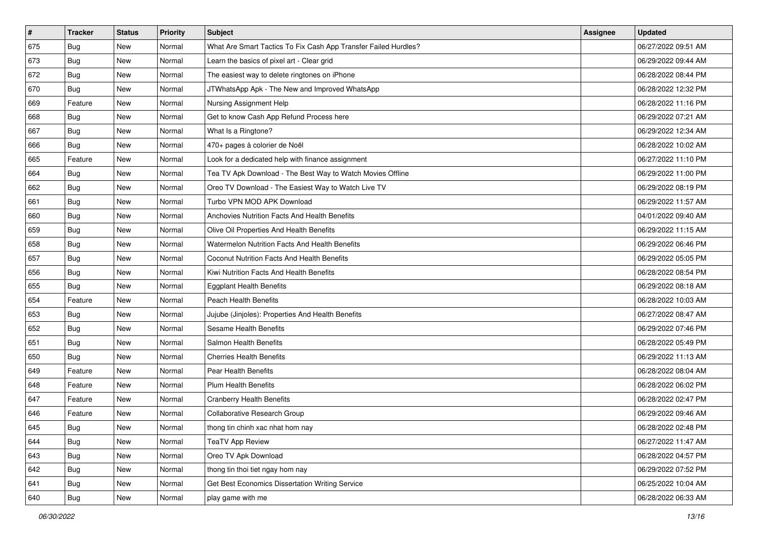| # | Tracker | Status | Priority | Subject | Assignee | Updated |
|---|---|---|---|---|---|---|
| 675 | Bug | New | Normal | What Are Smart Tactics To Fix Cash App Transfer Failed Hurdles? | | 06/27/2022 09:51 AM |
| 673 | Bug | New | Normal | Learn the basics of pixel art - Clear grid | | 06/29/2022 09:44 AM |
| 672 | Bug | New | Normal | The easiest way to delete ringtones on iPhone | | 06/28/2022 08:44 PM |
| 670 | Bug | New | Normal | JTWhatsApp Apk - The New and Improved WhatsApp | | 06/28/2022 12:32 PM |
| 669 | Feature | New | Normal | Nursing Assignment Help | | 06/28/2022 11:16 PM |
| 668 | Bug | New | Normal | Get to know Cash App Refund Process here | | 06/29/2022 07:21 AM |
| 667 | Bug | New | Normal | What Is a Ringtone? | | 06/29/2022 12:34 AM |
| 666 | Bug | New | Normal | 470+ pages à colorier de Noël | | 06/28/2022 10:02 AM |
| 665 | Feature | New | Normal | Look for a dedicated help with finance assignment | | 06/27/2022 11:10 PM |
| 664 | Bug | New | Normal | Tea TV Apk Download - The Best Way to Watch Movies Offline | | 06/29/2022 11:00 PM |
| 662 | Bug | New | Normal | Oreo TV Download - The Easiest Way to Watch Live TV | | 06/29/2022 08:19 PM |
| 661 | Bug | New | Normal | Turbo VPN MOD APK Download | | 06/29/2022 11:57 AM |
| 660 | Bug | New | Normal | Anchovies Nutrition Facts And Health Benefits | | 04/01/2022 09:40 AM |
| 659 | Bug | New | Normal | Olive Oil Properties And Health Benefits | | 06/29/2022 11:15 AM |
| 658 | Bug | New | Normal | Watermelon Nutrition Facts And Health Benefits | | 06/29/2022 06:46 PM |
| 657 | Bug | New | Normal | Coconut Nutrition Facts And Health Benefits | | 06/29/2022 05:05 PM |
| 656 | Bug | New | Normal | Kiwi Nutrition Facts And Health Benefits | | 06/28/2022 08:54 PM |
| 655 | Bug | New | Normal | Eggplant Health Benefits | | 06/29/2022 08:18 AM |
| 654 | Feature | New | Normal | Peach Health Benefits | | 06/28/2022 10:03 AM |
| 653 | Bug | New | Normal | Jujube (Jinjoles): Properties And Health Benefits | | 06/27/2022 08:47 AM |
| 652 | Bug | New | Normal | Sesame Health Benefits | | 06/29/2022 07:46 PM |
| 651 | Bug | New | Normal | Salmon Health Benefits | | 06/28/2022 05:49 PM |
| 650 | Bug | New | Normal | Cherries Health Benefits | | 06/29/2022 11:13 AM |
| 649 | Feature | New | Normal | Pear Health Benefits | | 06/28/2022 08:04 AM |
| 648 | Feature | New | Normal | Plum Health Benefits | | 06/28/2022 06:02 PM |
| 647 | Feature | New | Normal | Cranberry Health Benefits | | 06/28/2022 02:47 PM |
| 646 | Feature | New | Normal | Collaborative Research Group | | 06/29/2022 09:46 AM |
| 645 | Bug | New | Normal | thong tin chinh xac nhat hom nay | | 06/28/2022 02:48 PM |
| 644 | Bug | New | Normal | TeaTV App Review | | 06/27/2022 11:47 AM |
| 643 | Bug | New | Normal | Oreo TV Apk Download | | 06/28/2022 04:57 PM |
| 642 | Bug | New | Normal | thong tin thoi tiet ngay hom nay | | 06/29/2022 07:52 PM |
| 641 | Bug | New | Normal | Get Best Economics Dissertation Writing Service | | 06/25/2022 10:04 AM |
| 640 | Bug | New | Normal | play game with me | | 06/28/2022 06:33 AM |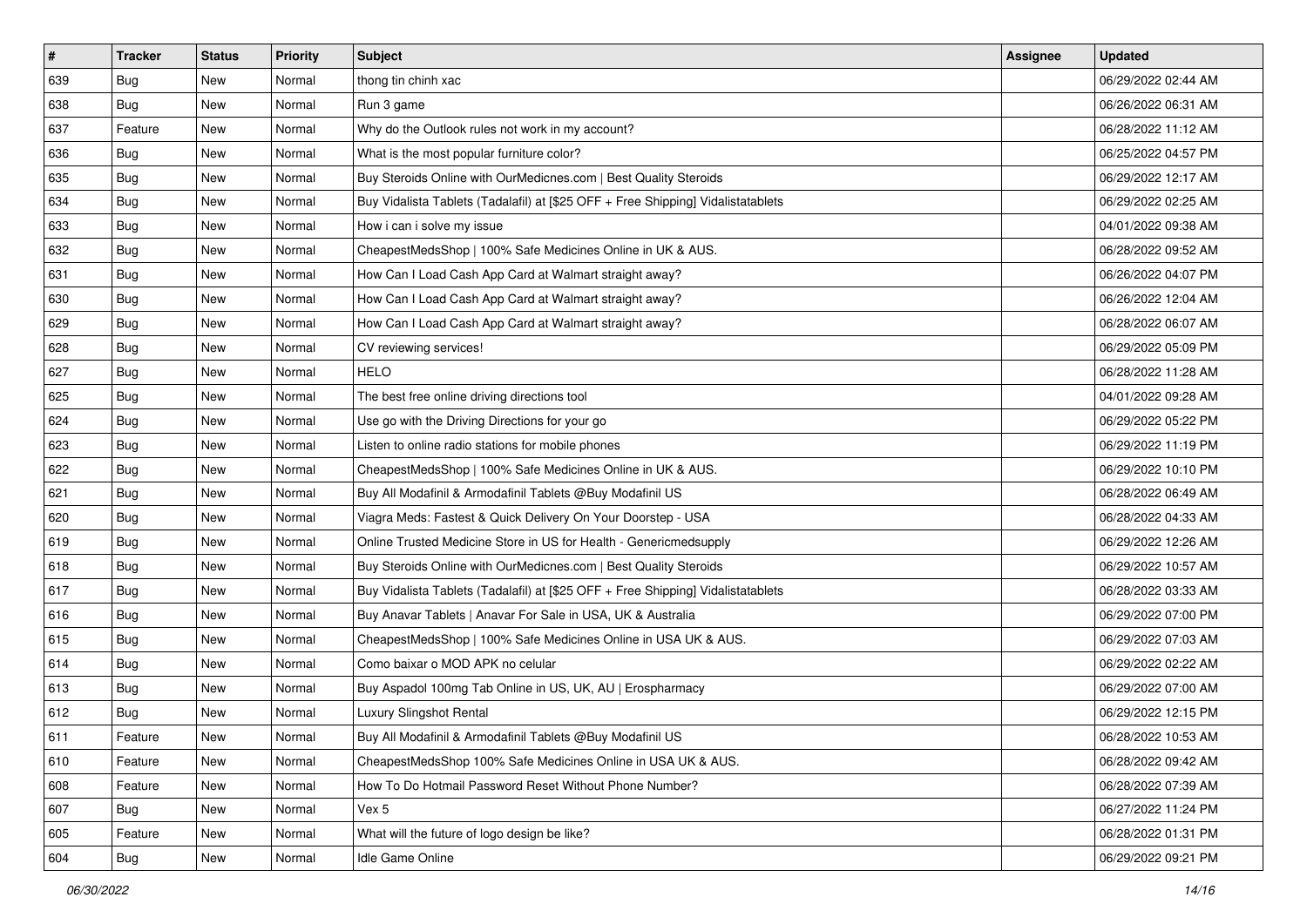| # | Tracker | Status | Priority | Subject | Assignee | Updated |
|---|---|---|---|---|---|---|
| 639 | Bug | New | Normal | thong tin chinh xac | | 06/29/2022 02:44 AM |
| 638 | Bug | New | Normal | Run 3 game | | 06/26/2022 06:31 AM |
| 637 | Feature | New | Normal | Why do the Outlook rules not work in my account? | | 06/28/2022 11:12 AM |
| 636 | Bug | New | Normal | What is the most popular furniture color? | | 06/25/2022 04:57 PM |
| 635 | Bug | New | Normal | Buy Steroids Online with OurMedicnes.com \| Best Quality Steroids | | 06/29/2022 12:17 AM |
| 634 | Bug | New | Normal | Buy Vidalista Tablets (Tadalafil) at [$25 OFF + Free Shipping] Vidalistatablets | | 06/29/2022 02:25 AM |
| 633 | Bug | New | Normal | How i can i solve my issue | | 04/01/2022 09:38 AM |
| 632 | Bug | New | Normal | CheapestMedsShop \| 100% Safe Medicines Online in UK & AUS. | | 06/28/2022 09:52 AM |
| 631 | Bug | New | Normal | How Can I Load Cash App Card at Walmart straight away? | | 06/26/2022 04:07 PM |
| 630 | Bug | New | Normal | How Can I Load Cash App Card at Walmart straight away? | | 06/26/2022 12:04 AM |
| 629 | Bug | New | Normal | How Can I Load Cash App Card at Walmart straight away? | | 06/28/2022 06:07 AM |
| 628 | Bug | New | Normal | CV reviewing services! | | 06/29/2022 05:09 PM |
| 627 | Bug | New | Normal | HELO | | 06/28/2022 11:28 AM |
| 625 | Bug | New | Normal | The best free online driving directions tool | | 04/01/2022 09:28 AM |
| 624 | Bug | New | Normal | Use go with the Driving Directions for your go | | 06/29/2022 05:22 PM |
| 623 | Bug | New | Normal | Listen to online radio stations for mobile phones | | 06/29/2022 11:19 PM |
| 622 | Bug | New | Normal | CheapestMedsShop \| 100% Safe Medicines Online in UK & AUS. | | 06/29/2022 10:10 PM |
| 621 | Bug | New | Normal | Buy All Modafinil & Armodafinil Tablets @Buy Modafinil US | | 06/28/2022 06:49 AM |
| 620 | Bug | New | Normal | Viagra Meds: Fastest & Quick Delivery On Your Doorstep - USA | | 06/28/2022 04:33 AM |
| 619 | Bug | New | Normal | Online Trusted Medicine Store in US for Health - Genericmedsupply | | 06/29/2022 12:26 AM |
| 618 | Bug | New | Normal | Buy Steroids Online with OurMedicnes.com \| Best Quality Steroids | | 06/29/2022 10:57 AM |
| 617 | Bug | New | Normal | Buy Vidalista Tablets (Tadalafil) at [$25 OFF + Free Shipping] Vidalistatablets | | 06/28/2022 03:33 AM |
| 616 | Bug | New | Normal | Buy Anavar Tablets \| Anavar For Sale in USA, UK & Australia | | 06/29/2022 07:00 PM |
| 615 | Bug | New | Normal | CheapestMedsShop \| 100% Safe Medicines Online in USA UK & AUS. | | 06/29/2022 07:03 AM |
| 614 | Bug | New | Normal | Como baixar o MOD APK no celular | | 06/29/2022 02:22 AM |
| 613 | Bug | New | Normal | Buy Aspadol 100mg Tab Online in US, UK, AU \| Erospharmacy | | 06/29/2022 07:00 AM |
| 612 | Bug | New | Normal | Luxury Slingshot Rental | | 06/29/2022 12:15 PM |
| 611 | Feature | New | Normal | Buy All Modafinil & Armodafinil Tablets @Buy Modafinil US | | 06/28/2022 10:53 AM |
| 610 | Feature | New | Normal | CheapestMedsShop 100% Safe Medicines Online in USA UK & AUS. | | 06/28/2022 09:42 AM |
| 608 | Feature | New | Normal | How To Do Hotmail Password Reset Without Phone Number? | | 06/28/2022 07:39 AM |
| 607 | Bug | New | Normal | Vex 5 | | 06/27/2022 11:24 PM |
| 605 | Feature | New | Normal | What will the future of logo design be like? | | 06/28/2022 01:31 PM |
| 604 | Bug | New | Normal | Idle Game Online | | 06/29/2022 09:21 PM |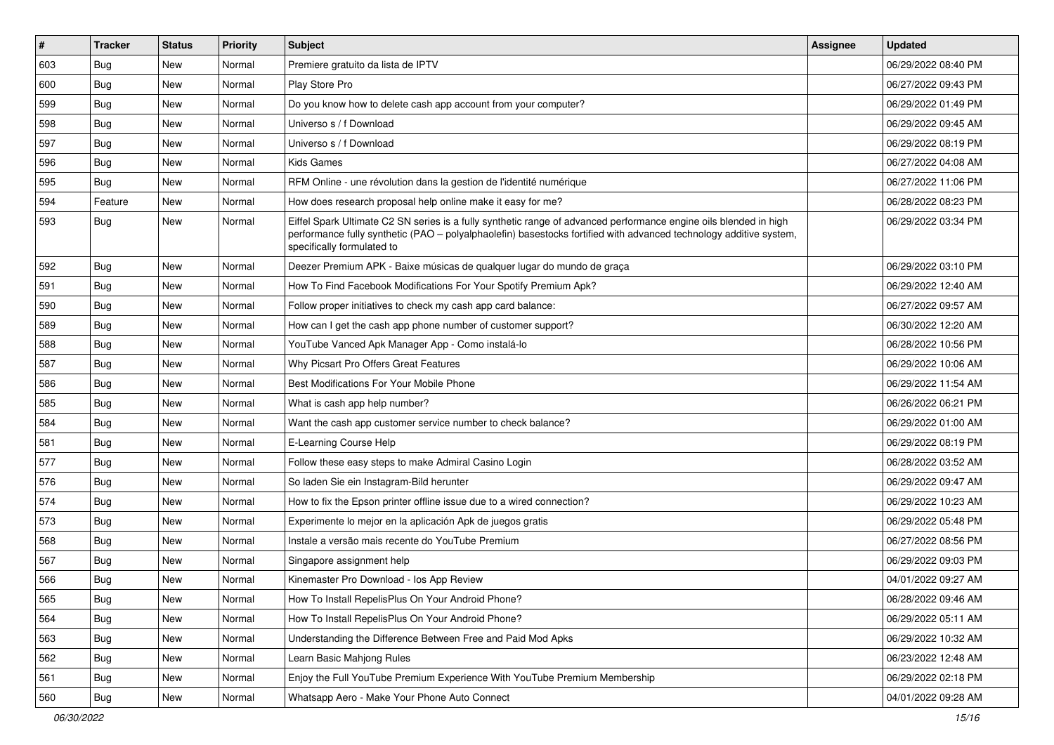| # | Tracker | Status | Priority | Subject | Assignee | Updated |
|---|---|---|---|---|---|---|
| 603 | Bug | New | Normal | Premiere gratuito da lista de IPTV | | 06/29/2022 08:40 PM |
| 600 | Bug | New | Normal | Play Store Pro | | 06/27/2022 09:43 PM |
| 599 | Bug | New | Normal | Do you know how to delete cash app account from your computer? | | 06/29/2022 01:49 PM |
| 598 | Bug | New | Normal | Universo s / f Download | | 06/29/2022 09:45 AM |
| 597 | Bug | New | Normal | Universo s / f Download | | 06/29/2022 08:19 PM |
| 596 | Bug | New | Normal | Kids Games | | 06/27/2022 04:08 AM |
| 595 | Bug | New | Normal | RFM Online - une révolution dans la gestion de l'identité numérique | | 06/27/2022 11:06 PM |
| 594 | Feature | New | Normal | How does research proposal help online make it easy for me? | | 06/28/2022 08:23 PM |
| 593 | Bug | New | Normal | Eiffel Spark Ultimate C2 SN series is a fully synthetic range of advanced performance engine oils blended in high performance fully synthetic (PAO – polyalphaolefin) basestocks fortified with advanced technology additive system, specifically formulated to | | 06/29/2022 03:34 PM |
| 592 | Bug | New | Normal | Deezer Premium APK - Baixe músicas de qualquer lugar do mundo de graça | | 06/29/2022 03:10 PM |
| 591 | Bug | New | Normal | How To Find Facebook Modifications For Your Spotify Premium Apk? | | 06/29/2022 12:40 AM |
| 590 | Bug | New | Normal | Follow proper initiatives to check my cash app card balance: | | 06/27/2022 09:57 AM |
| 589 | Bug | New | Normal | How can I get the cash app phone number of customer support? | | 06/30/2022 12:20 AM |
| 588 | Bug | New | Normal | YouTube Vanced Apk Manager App - Como instalá-lo | | 06/28/2022 10:56 PM |
| 587 | Bug | New | Normal | Why Picsart Pro Offers Great Features | | 06/29/2022 10:06 AM |
| 586 | Bug | New | Normal | Best Modifications For Your Mobile Phone | | 06/29/2022 11:54 AM |
| 585 | Bug | New | Normal | What is cash app help number? | | 06/26/2022 06:21 PM |
| 584 | Bug | New | Normal | Want the cash app customer service number to check balance? | | 06/29/2022 01:00 AM |
| 581 | Bug | New | Normal | E-Learning Course Help | | 06/29/2022 08:19 PM |
| 577 | Bug | New | Normal | Follow these easy steps to make Admiral Casino Login | | 06/28/2022 03:52 AM |
| 576 | Bug | New | Normal | So laden Sie ein Instagram-Bild herunter | | 06/29/2022 09:47 AM |
| 574 | Bug | New | Normal | How to fix the Epson printer offline issue due to a wired connection? | | 06/29/2022 10:23 AM |
| 573 | Bug | New | Normal | Experimente lo mejor en la aplicación Apk de juegos gratis | | 06/29/2022 05:48 PM |
| 568 | Bug | New | Normal | Instale a versão mais recente do YouTube Premium | | 06/27/2022 08:56 PM |
| 567 | Bug | New | Normal | Singapore assignment help | | 06/29/2022 09:03 PM |
| 566 | Bug | New | Normal | Kinemaster Pro Download - Ios App Review | | 04/01/2022 09:27 AM |
| 565 | Bug | New | Normal | How To Install RepelisPlus On Your Android Phone? | | 06/28/2022 09:46 AM |
| 564 | Bug | New | Normal | How To Install RepelisPlus On Your Android Phone? | | 06/29/2022 05:11 AM |
| 563 | Bug | New | Normal | Understanding the Difference Between Free and Paid Mod Apks | | 06/29/2022 10:32 AM |
| 562 | Bug | New | Normal | Learn Basic Mahjong Rules | | 06/23/2022 12:48 AM |
| 561 | Bug | New | Normal | Enjoy the Full YouTube Premium Experience With YouTube Premium Membership | | 06/29/2022 02:18 PM |
| 560 | Bug | New | Normal | Whatsapp Aero - Make Your Phone Auto Connect | | 04/01/2022 09:28 AM |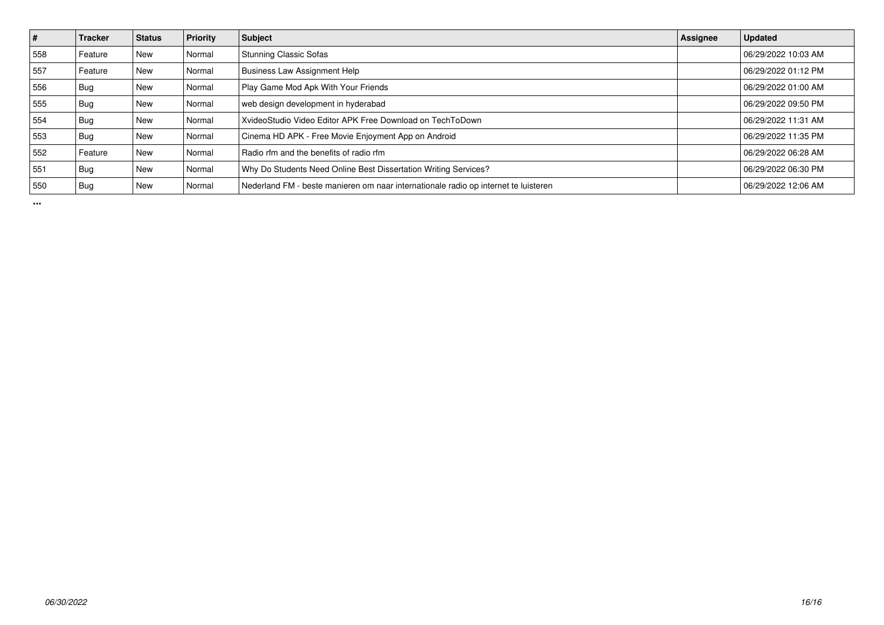| # | Tracker | Status | Priority | Subject | Assignee | Updated |
|---|---|---|---|---|---|---|
| 558 | Feature | New | Normal | Stunning Classic Sofas | | 06/29/2022 10:03 AM |
| 557 | Feature | New | Normal | Business Law Assignment Help | | 06/29/2022 01:12 PM |
| 556 | Bug | New | Normal | Play Game Mod Apk With Your Friends | | 06/29/2022 01:00 AM |
| 555 | Bug | New | Normal | web design development in hyderabad | | 06/29/2022 09:50 PM |
| 554 | Bug | New | Normal | XvideoStudio Video Editor APK Free Download on TechToDown | | 06/29/2022 11:31 AM |
| 553 | Bug | New | Normal | Cinema HD APK - Free Movie Enjoyment App on Android | | 06/29/2022 11:35 PM |
| 552 | Feature | New | Normal | Radio rfm and the benefits of radio rfm | | 06/29/2022 06:28 AM |
| 551 | Bug | New | Normal | Why Do Students Need Online Best Dissertation Writing Services? | | 06/29/2022 06:30 PM |
| 550 | Bug | New | Normal | Nederland FM - beste manieren om naar internationale radio op internet te luisteren | | 06/29/2022 12:06 AM |

...